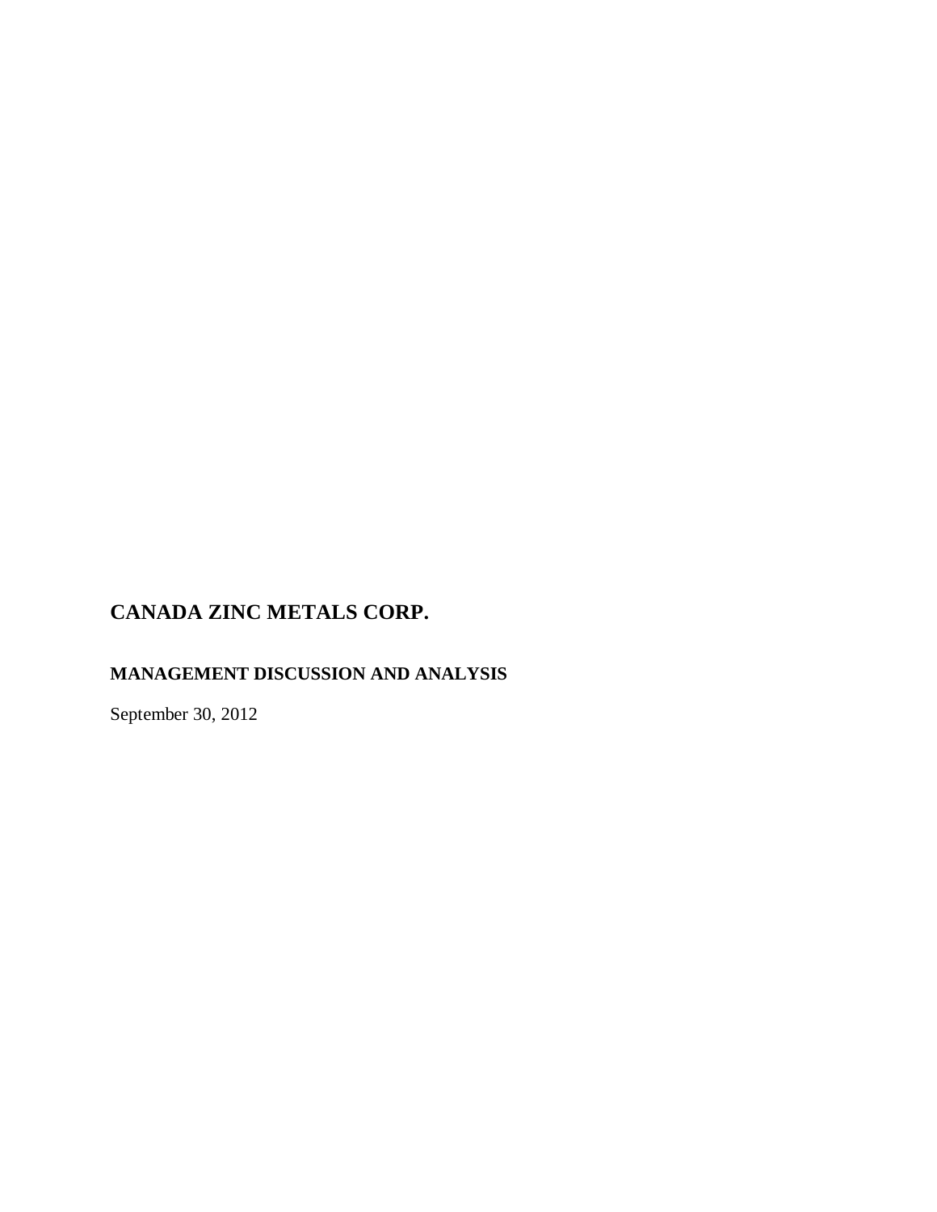# CANADA ZINC METALS CORP.

## MANAGEMENT DISCUSSION AND ANALYSIS

September 30, 2012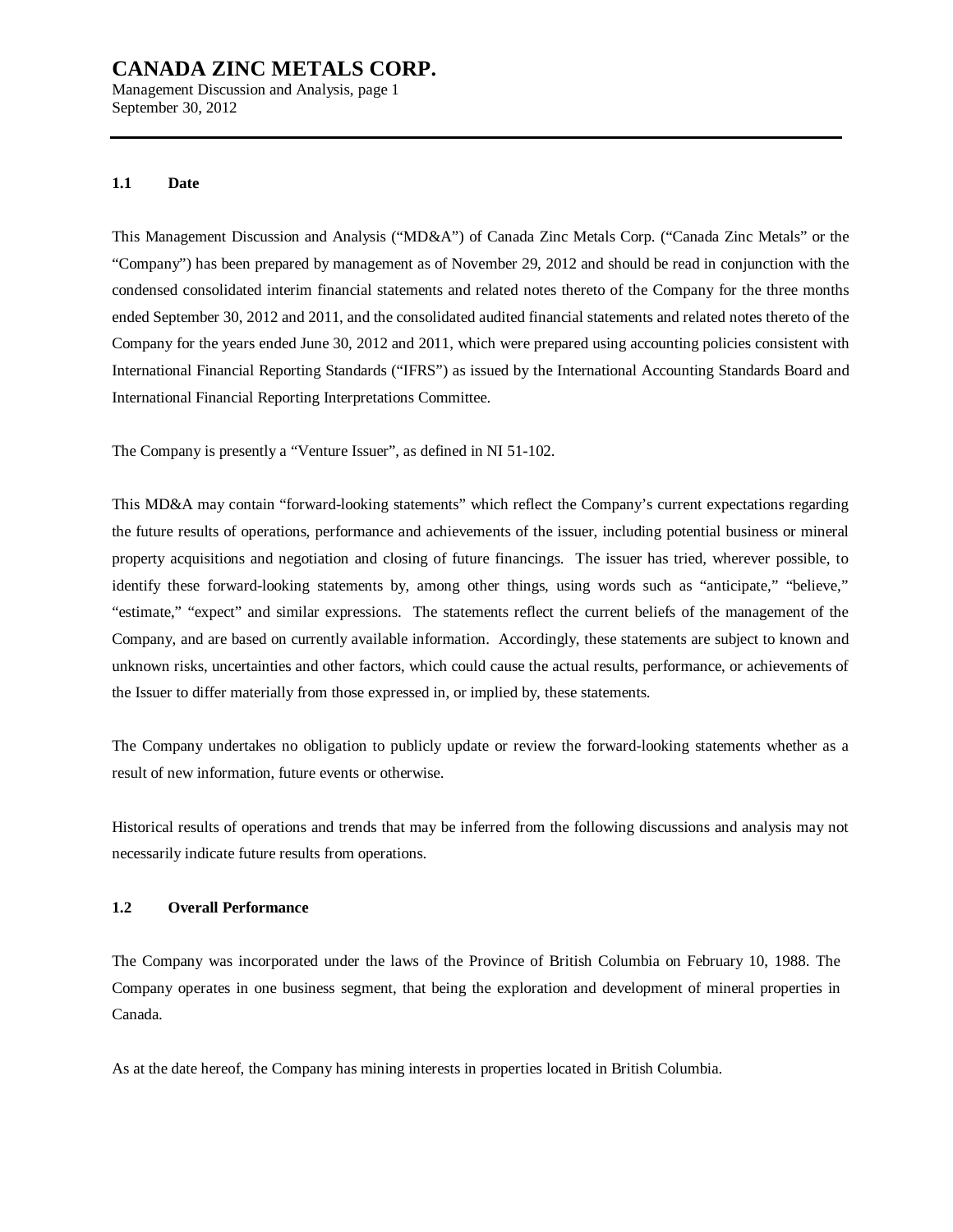### 1.1 Date

This Management Discussion and Analysis ("MD&A") of Canada Zinc Metals Corp. ("Canada Zinc Metals" or the "Company") has been prepared by management as of November 29, 2012 and should be read in conjunction with the condensed consolidated interim financial statements and related notes thereto of the Company for the three months ended September 30, 2012 and 2011, and the consolidated audited financial statements and related notes thereto of the Company for the years ended June 30, 2012 and 2011, which were prepared using accounting policies consistent with International Financial Reporting Standards ("IFRS") as issued by the International Accounting Standards Board and International Financial Reporting Interpretations Committee.

The Company is presently a "Venture Issuer", as defined in NI 51-102.

This MD&A may contain "forward-looking statements" which reflect the Company's current expectations regarding the future results of operations, performance and achievements of the issuer, including potential business or mineral property acquisitions and negotiation and closing of future financings. The issuer has tried, wherever possible, to identify these forward-looking statements by, among other things, using words such as "anticipate," "believe," "estimate," "expect" and similar expressions. The statements reflect the current beliefs of the management of the Company, and are based on currently available information. Accordingly, these statements are subject to known and unknown risks, uncertainties and other factors, which could cause the actual results, performance, or achievements of the Issuer to differ materially from those expressed in, or implied by, these statements.

The Company undertakes no obligation to publicly update or review the forward-looking statements whether as a result of new information, future events or otherwise.

Historical results of operations and trends that may be inferred from the following discussions and analysis may not necessarily indicate future results from operations.

### 1.2 Overall Performance

The Company was incorporated under the laws of the Province of British Columbia on February 10, 1988. The Company operates in one business segment, that being the exploration and development of mineral properties in Canada.

As at the date hereof, the Company has mining interests in properties located in British Columbia.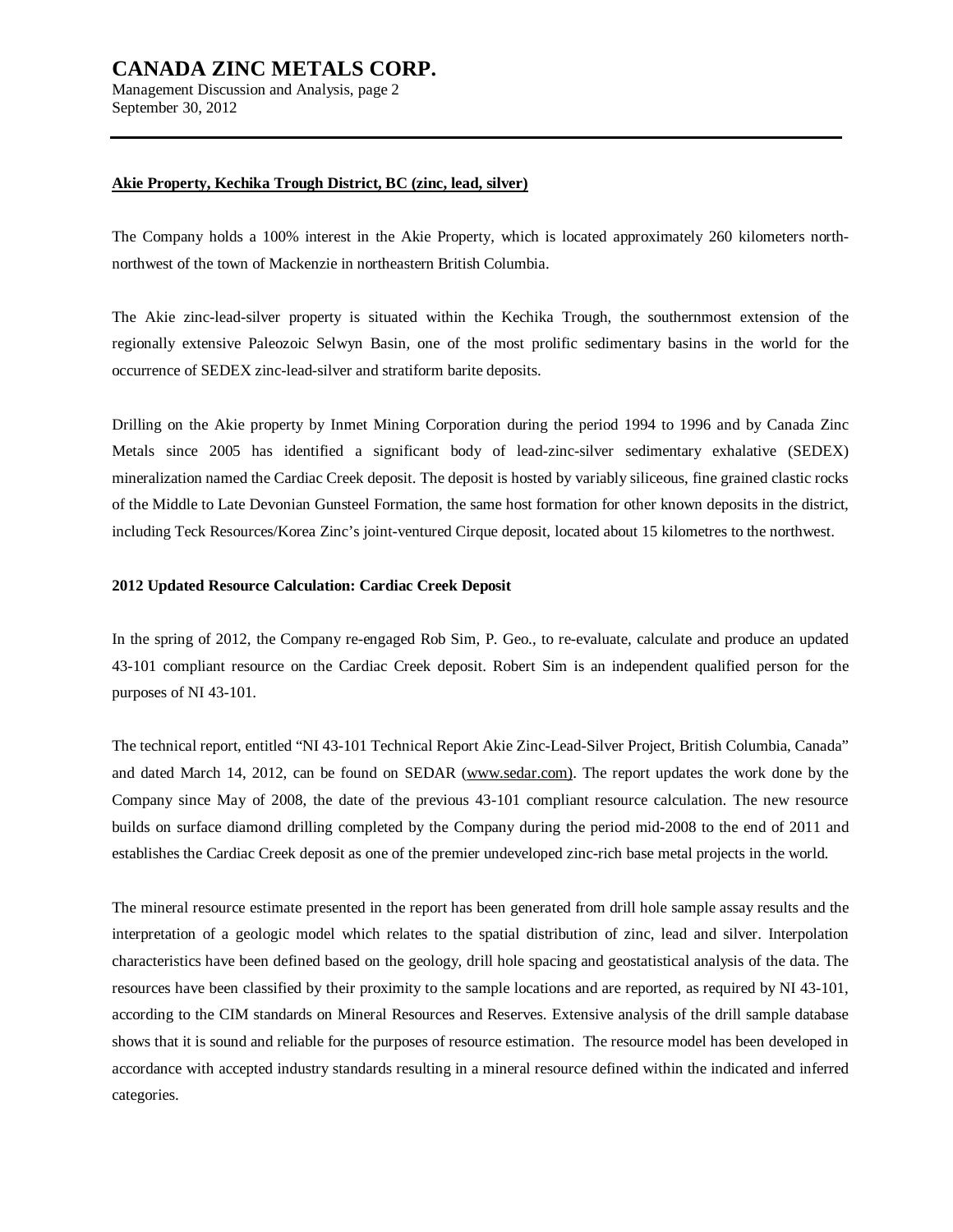**Akie Property, Kechika Trough District, BC (zinc, lead, silver)**

The Company holds a 100% interest in the Akie Property, which is located approximately 260 kilometers north-northwest of the town of Mackenzie in northeastern British Columbia.

The Akie zinc-lead-silver property is situated within the Kechika Trough, the southernmost extension of the regionally extensive Paleozoic Selwyn Basin, one of the most prolific sedimentary basins in the world for the occurrence of SEDEX zinc-lead-silver and stratiform barite deposits.

Drilling on the Akie property by Inmet Mining Corporation during the period 1994 to 1996 and by Canada Zinc Metals since 2005 has identified a significant body of lead-zinc-silver sedimentary exhalative (SEDEX) mineralization named the Cardiac Creek deposit. The deposit is hosted by variably siliceous, fine grained clastic rocks of the Middle to Late Devonian Gunsteel Formation, the same host formation for other known deposits in the district, including Teck Resources/Korea Zinc's joint-ventured Cirque deposit, located about 15 kilometres to the northwest.

**2012 Updated Resource Calculation: Cardiac Creek Deposit**

In the spring of 2012, the Company re-engaged Rob Sim, P. Geo., to re-evaluate, calculate and produce an updated 43-101 compliant resource on the Cardiac Creek deposit. Robert Sim is an independent qualified person for the purposes of NI 43-101.

The technical report, entitled "NI 43-101 Technical Report Akie Zinc-Lead-Silver Project, British Columbia, Canada" and dated March 14, 2012, can be found on SEDAR (www.sedar.com). The report updates the work done by the Company since May of 2008, the date of the previous 43-101 compliant resource calculation. The new resource builds on surface diamond drilling completed by the Company during the period mid-2008 to the end of 2011 and establishes the Cardiac Creek deposit as one of the premier undeveloped zinc-rich base metal projects in the world.

The mineral resource estimate presented in the report has been generated from drill hole sample assay results and the interpretation of a geologic model which relates to the spatial distribution of zinc, lead and silver. Interpolation characteristics have been defined based on the geology, drill hole spacing and geostatistical analysis of the data. The resources have been classified by their proximity to the sample locations and are reported, as required by NI 43-101, according to the CIM standards on Mineral Resources and Reserves. Extensive analysis of the drill sample database shows that it is sound and reliable for the purposes of resource estimation. The resource model has been developed in accordance with accepted industry standards resulting in a mineral resource defined within the indicated and inferred categories.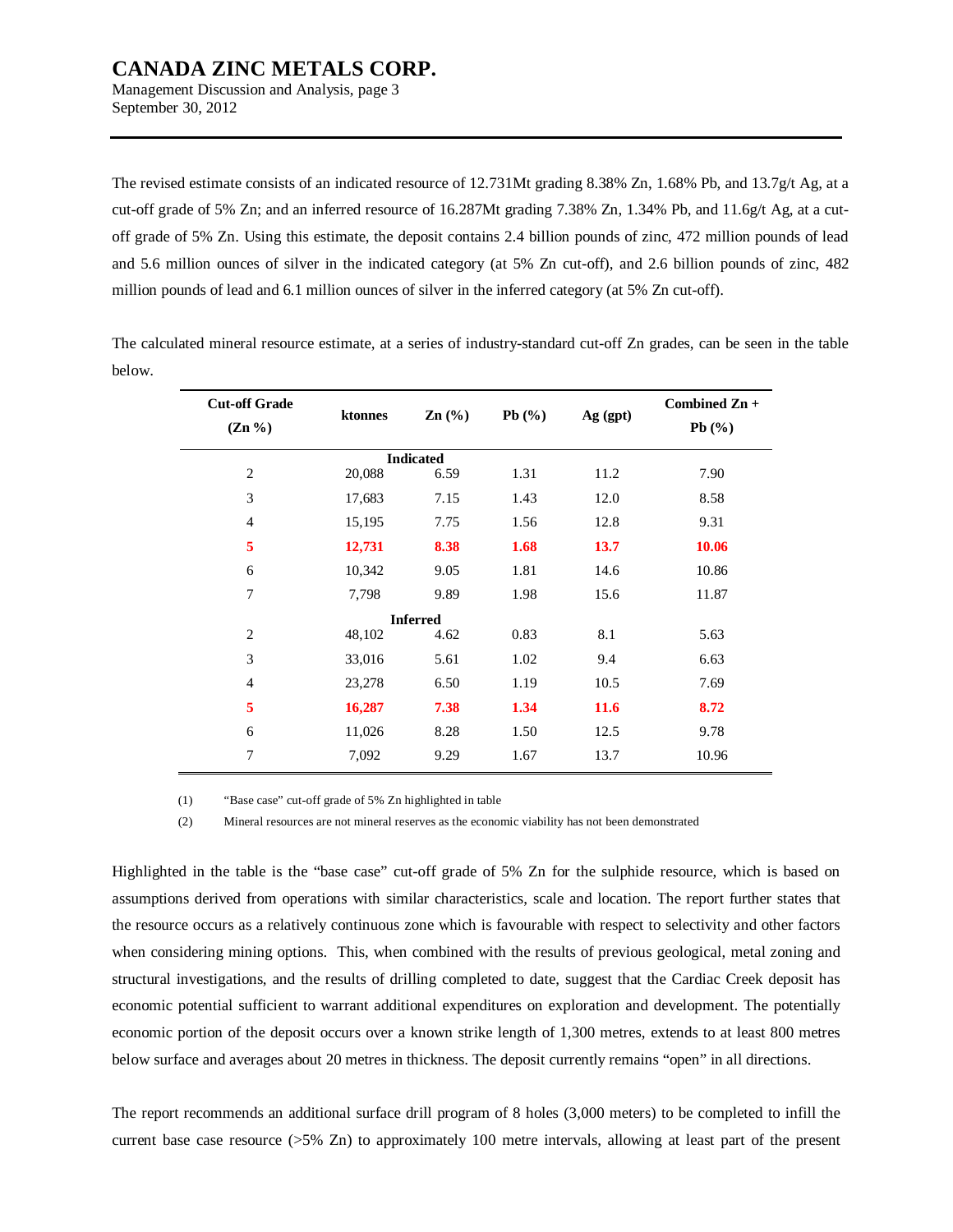The revised estimate consists of an indicated resource of 12.731Mt grading 8.38% Zn, 1.68% Pb, and 13.7g/t Ag, at a cut-off grade of 5% Zn; and an inferred resource of 16.287Mt grading 7.38% Zn, 1.34% Pb, and 11.6g/t Ag, at a cut-off grade of 5% Zn. Using this estimate, the deposit contains 2.4 billion pounds of zinc, 472 million pounds of lead and 5.6 million ounces of silver in the indicated category (at 5% Zn cut-off), and 2.6 billion pounds of zinc, 482 million pounds of lead and 6.1 million ounces of silver in the inferred category (at 5% Zn cut-off).

The calculated mineral resource estimate, at a series of industry-standard cut-off Zn grades, can be seen in the table below.

| Cut-off Grade (Zn %) | ktonnes | Zn (%) | Pb (%) | Ag (gpt) | Combined Zn + Pb (%) |
|---|---|---|---|---|---|
| | | **Indicated** | | | |
| 2 | 20,088 | 6.59 | 1.31 | 11.2 | 7.90 |
| 3 | 17,683 | 7.15 | 1.43 | 12.0 | 8.58 |
| 4 | 15,195 | 7.75 | 1.56 | 12.8 | 9.31 |
| **5** | **12,731** | **8.38** | **1.68** | **13.7** | **10.06** |
| 6 | 10,342 | 9.05 | 1.81 | 14.6 | 10.86 |
| 7 | 7,798 | 9.89 | 1.98 | 15.6 | 11.87 |
| | | **Inferred** | | | |
| 2 | 48,102 | 4.62 | 0.83 | 8.1 | 5.63 |
| 3 | 33,016 | 5.61 | 1.02 | 9.4 | 6.63 |
| 4 | 23,278 | 6.50 | 1.19 | 10.5 | 7.69 |
| **5** | **16,287** | **7.38** | **1.34** | **11.6** | **8.72** |
| 6 | 11,026 | 8.28 | 1.50 | 12.5 | 9.78 |
| 7 | 7,092 | 9.29 | 1.67 | 13.7 | 10.96 |

(1) "Base case" cut-off grade of 5% Zn highlighted in table

(2) Mineral resources are not mineral reserves as the economic viability has not been demonstrated

Highlighted in the table is the "base case" cut-off grade of 5% Zn for the sulphide resource, which is based on assumptions derived from operations with similar characteristics, scale and location. The report further states that the resource occurs as a relatively continuous zone which is favourable with respect to selectivity and other factors when considering mining options. This, when combined with the results of previous geological, metal zoning and structural investigations, and the results of drilling completed to date, suggest that the Cardiac Creek deposit has economic potential sufficient to warrant additional expenditures on exploration and development. The potentially economic portion of the deposit occurs over a known strike length of 1,300 metres, extends to at least 800 metres below surface and averages about 20 metres in thickness. The deposit currently remains "open" in all directions.

The report recommends an additional surface drill program of 8 holes (3,000 meters) to be completed to infill the current base case resource (>5% Zn) to approximately 100 metre intervals, allowing at least part of the present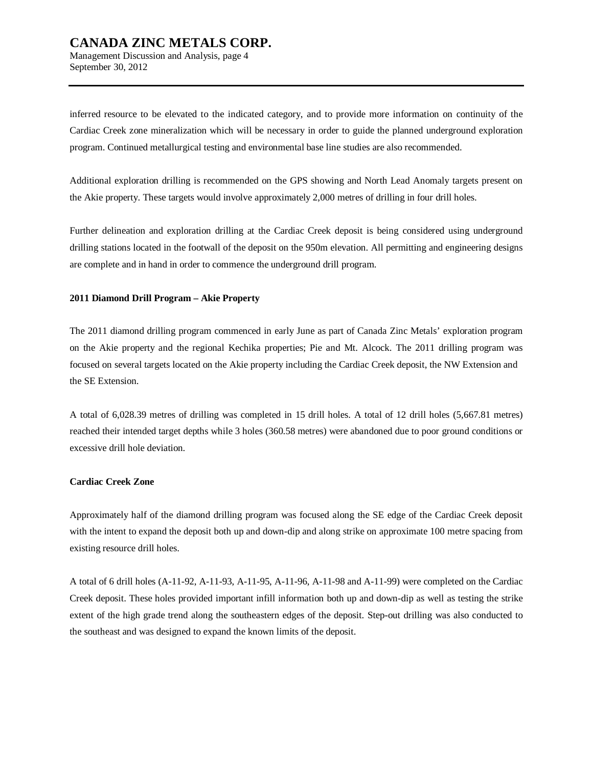inferred resource to be elevated to the indicated category, and to provide more information on continuity of the Cardiac Creek zone mineralization which will be necessary in order to guide the planned underground exploration program. Continued metallurgical testing and environmental base line studies are also recommended.

Additional exploration drilling is recommended on the GPS showing and North Lead Anomaly targets present on the Akie property. These targets would involve approximately 2,000 metres of drilling in four drill holes.

Further delineation and exploration drilling at the Cardiac Creek deposit is being considered using underground drilling stations located in the footwall of the deposit on the 950m elevation. All permitting and engineering designs are complete and in hand in order to commence the underground drill program.

**2011 Diamond Drill Program – Akie Property**

The 2011 diamond drilling program commenced in early June as part of Canada Zinc Metals' exploration program on the Akie property and the regional Kechika properties; Pie and Mt. Alcock. The 2011 drilling program was focused on several targets located on the Akie property including the Cardiac Creek deposit, the NW Extension and the SE Extension.

A total of 6,028.39 metres of drilling was completed in 15 drill holes. A total of 12 drill holes (5,667.81 metres) reached their intended target depths while 3 holes (360.58 metres) were abandoned due to poor ground conditions or excessive drill hole deviation.

**Cardiac Creek Zone**

Approximately half of the diamond drilling program was focused along the SE edge of the Cardiac Creek deposit with the intent to expand the deposit both up and down-dip and along strike on approximate 100 metre spacing from existing resource drill holes.

A total of 6 drill holes (A-11-92, A-11-93, A-11-95, A-11-96, A-11-98 and A-11-99) were completed on the Cardiac Creek deposit. These holes provided important infill information both up and down-dip as well as testing the strike extent of the high grade trend along the southeastern edges of the deposit. Step-out drilling was also conducted to the southeast and was designed to expand the known limits of the deposit.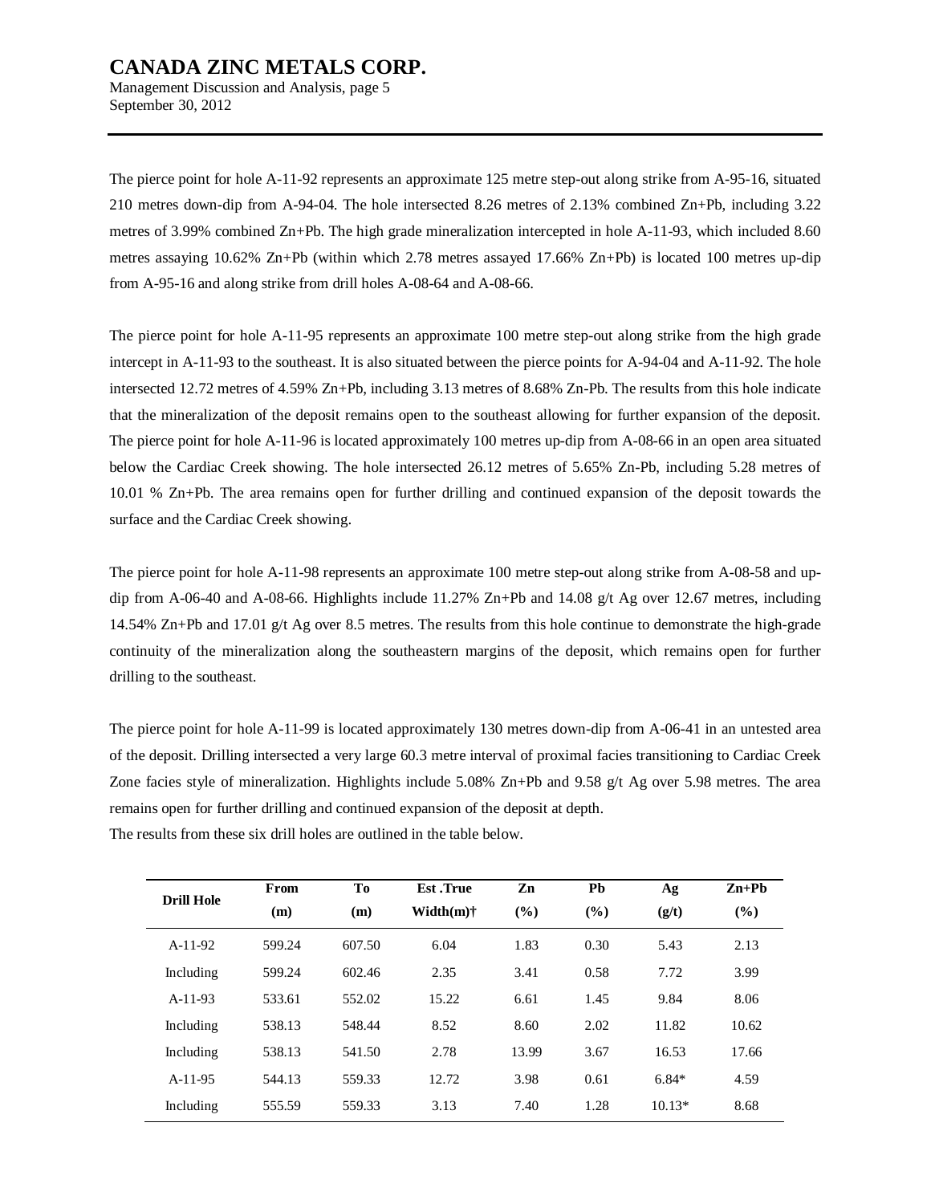The pierce point for hole A-11-92 represents an approximate 125 metre step-out along strike from A-95-16, situated 210 metres down-dip from A-94-04. The hole intersected 8.26 metres of 2.13% combined Zn+Pb, including 3.22 metres of 3.99% combined Zn+Pb. The high grade mineralization intercepted in hole A-11-93, which included 8.60 metres assaying 10.62% Zn+Pb (within which 2.78 metres assayed 17.66% Zn+Pb) is located 100 metres up-dip from A-95-16 and along strike from drill holes A-08-64 and A-08-66.

The pierce point for hole A-11-95 represents an approximate 100 metre step-out along strike from the high grade intercept in A-11-93 to the southeast. It is also situated between the pierce points for A-94-04 and A-11-92. The hole intersected 12.72 metres of 4.59% Zn+Pb, including 3.13 metres of 8.68% Zn-Pb. The results from this hole indicate that the mineralization of the deposit remains open to the southeast allowing for further expansion of the deposit. The pierce point for hole A-11-96 is located approximately 100 metres up-dip from A-08-66 in an open area situated below the Cardiac Creek showing. The hole intersected 26.12 metres of 5.65% Zn-Pb, including 5.28 metres of 10.01 % Zn+Pb. The area remains open for further drilling and continued expansion of the deposit towards the surface and the Cardiac Creek showing.

The pierce point for hole A-11-98 represents an approximate 100 metre step-out along strike from A-08-58 and up-dip from A-06-40 and A-08-66. Highlights include 11.27% Zn+Pb and 14.08 g/t Ag over 12.67 metres, including 14.54% Zn+Pb and 17.01 g/t Ag over 8.5 metres. The results from this hole continue to demonstrate the high-grade continuity of the mineralization along the southeastern margins of the deposit, which remains open for further drilling to the southeast.

The pierce point for hole A-11-99 is located approximately 130 metres down-dip from A-06-41 in an untested area of the deposit. Drilling intersected a very large 60.3 metre interval of proximal facies transitioning to Cardiac Creek Zone facies style of mineralization. Highlights include 5.08% Zn+Pb and 9.58 g/t Ag over 5.98 metres. The area remains open for further drilling and continued expansion of the deposit at depth.
The results from these six drill holes are outlined in the table below.

| Drill Hole | From (m) | To (m) | Est .True Width(m)† | Zn (%) | Pb (%) | Ag (g/t) | Zn+Pb (%) |
|---|---|---|---|---|---|---|---|
| A-11-92 | 599.24 | 607.50 | 6.04 | 1.83 | 0.30 | 5.43 | 2.13 |
| Including | 599.24 | 602.46 | 2.35 | 3.41 | 0.58 | 7.72 | 3.99 |
| A-11-93 | 533.61 | 552.02 | 15.22 | 6.61 | 1.45 | 9.84 | 8.06 |
| Including | 538.13 | 548.44 | 8.52 | 8.60 | 2.02 | 11.82 | 10.62 |
| Including | 538.13 | 541.50 | 2.78 | 13.99 | 3.67 | 16.53 | 17.66 |
| A-11-95 | 544.13 | 559.33 | 12.72 | 3.98 | 0.61 | 6.84* | 4.59 |
| Including | 555.59 | 559.33 | 3.13 | 7.40 | 1.28 | 10.13* | 8.68 |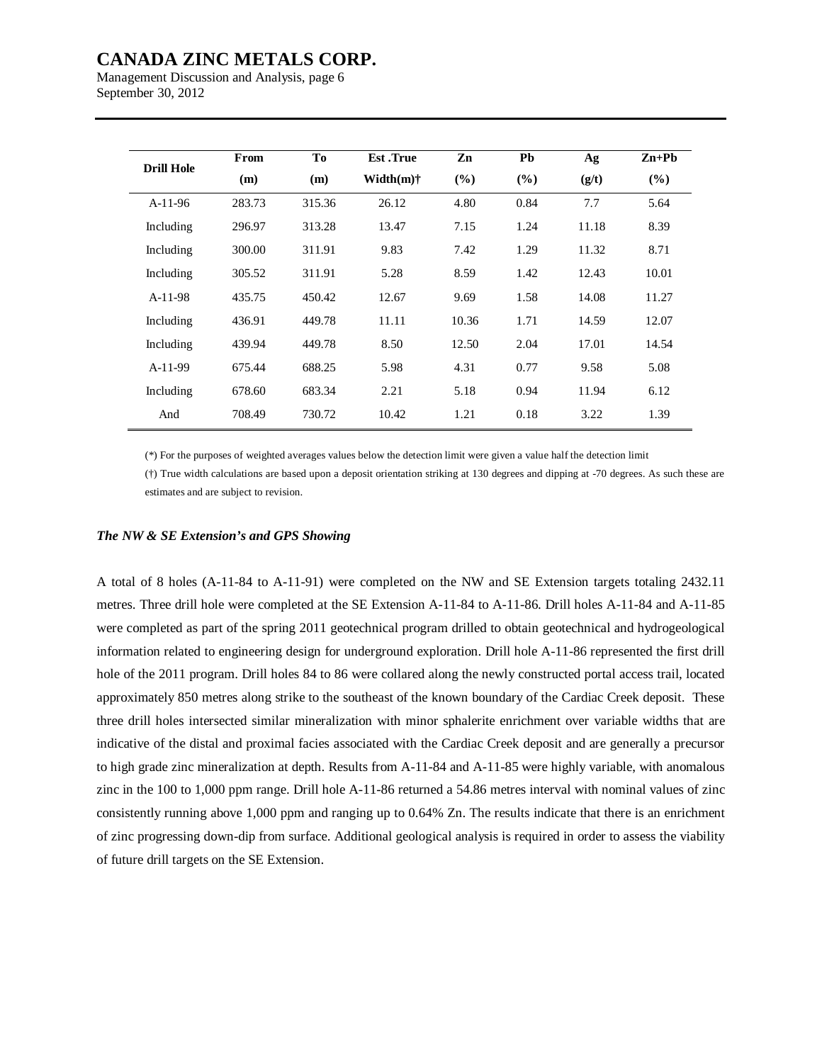| Drill Hole | From (m) | To (m) | Est .True Width(m)† | Zn (%) | Pb (%) | Ag (g/t) | Zn+Pb (%) |
|---|---|---|---|---|---|---|---|
| A-11-96 | 283.73 | 315.36 | 26.12 | 4.80 | 0.84 | 7.7 | 5.64 |
| Including | 296.97 | 313.28 | 13.47 | 7.15 | 1.24 | 11.18 | 8.39 |
| Including | 300.00 | 311.91 | 9.83 | 7.42 | 1.29 | 11.32 | 8.71 |
| Including | 305.52 | 311.91 | 5.28 | 8.59 | 1.42 | 12.43 | 10.01 |
| A-11-98 | 435.75 | 450.42 | 12.67 | 9.69 | 1.58 | 14.08 | 11.27 |
| Including | 436.91 | 449.78 | 11.11 | 10.36 | 1.71 | 14.59 | 12.07 |
| Including | 439.94 | 449.78 | 8.50 | 12.50 | 2.04 | 17.01 | 14.54 |
| A-11-99 | 675.44 | 688.25 | 5.98 | 4.31 | 0.77 | 9.58 | 5.08 |
| Including | 678.60 | 683.34 | 2.21 | 5.18 | 0.94 | 11.94 | 6.12 |
| And | 708.49 | 730.72 | 10.42 | 1.21 | 0.18 | 3.22 | 1.39 |

(*) For the purposes of weighted averages values below the detection limit were given a value half the detection limit

(†) True width calculations are based upon a deposit orientation striking at 130 degrees and dipping at -70 degrees. As such these are estimates and are subject to revision.

***The NW & SE Extension's and GPS Showing***

A total of 8 holes (A-11-84 to A-11-91) were completed on the NW and SE Extension targets totaling 2432.11 metres. Three drill hole were completed at the SE Extension A-11-84 to A-11-86. Drill holes A-11-84 and A-11-85 were completed as part of the spring 2011 geotechnical program drilled to obtain geotechnical and hydrogeological information related to engineering design for underground exploration. Drill hole A-11-86 represented the first drill hole of the 2011 program. Drill holes 84 to 86 were collared along the newly constructed portal access trail, located approximately 850 metres along strike to the southeast of the known boundary of the Cardiac Creek deposit. These three drill holes intersected similar mineralization with minor sphalerite enrichment over variable widths that are indicative of the distal and proximal facies associated with the Cardiac Creek deposit and are generally a precursor to high grade zinc mineralization at depth. Results from A-11-84 and A-11-85 were highly variable, with anomalous zinc in the 100 to 1,000 ppm range. Drill hole A-11-86 returned a 54.86 metres interval with nominal values of zinc consistently running above 1,000 ppm and ranging up to 0.64% Zn. The results indicate that there is an enrichment of zinc progressing down-dip from surface. Additional geological analysis is required in order to assess the viability of future drill targets on the SE Extension.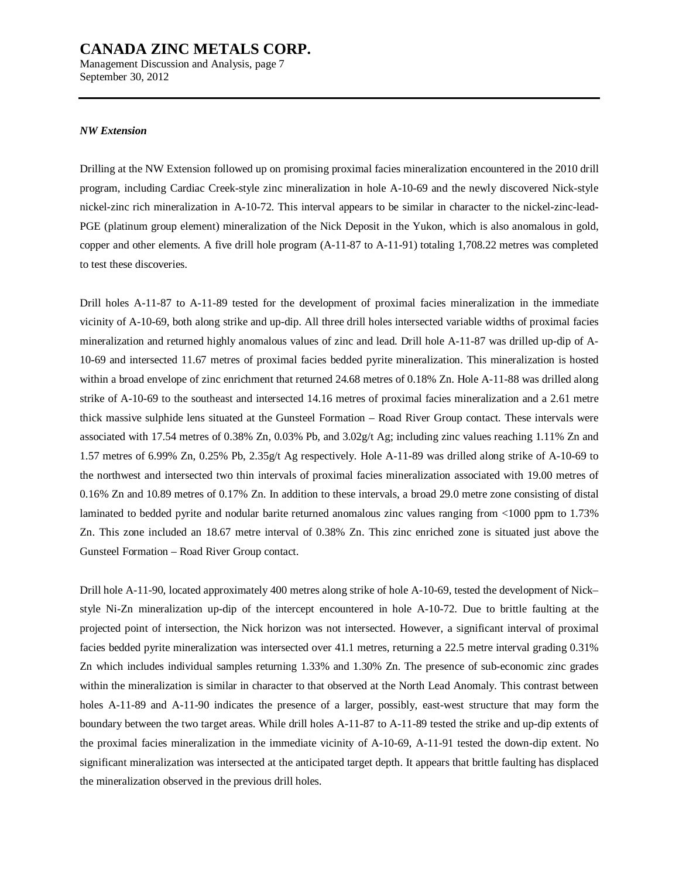***NW Extension***

Drilling at the NW Extension followed up on promising proximal facies mineralization encountered in the 2010 drill program, including Cardiac Creek-style zinc mineralization in hole A-10-69 and the newly discovered Nick-style nickel-zinc rich mineralization in A-10-72. This interval appears to be similar in character to the nickel-zinc-lead-PGE (platinum group element) mineralization of the Nick Deposit in the Yukon, which is also anomalous in gold, copper and other elements. A five drill hole program (A-11-87 to A-11-91) totaling 1,708.22 metres was completed to test these discoveries.

Drill holes A-11-87 to A-11-89 tested for the development of proximal facies mineralization in the immediate vicinity of A-10-69, both along strike and up-dip. All three drill holes intersected variable widths of proximal facies mineralization and returned highly anomalous values of zinc and lead. Drill hole A-11-87 was drilled up-dip of A-10-69 and intersected 11.67 metres of proximal facies bedded pyrite mineralization. This mineralization is hosted within a broad envelope of zinc enrichment that returned 24.68 metres of 0.18% Zn. Hole A-11-88 was drilled along strike of A-10-69 to the southeast and intersected 14.16 metres of proximal facies mineralization and a 2.61 metre thick massive sulphide lens situated at the Gunsteel Formation – Road River Group contact. These intervals were associated with 17.54 metres of 0.38% Zn, 0.03% Pb, and 3.02g/t Ag; including zinc values reaching 1.11% Zn and 1.57 metres of 6.99% Zn, 0.25% Pb, 2.35g/t Ag respectively. Hole A-11-89 was drilled along strike of A-10-69 to the northwest and intersected two thin intervals of proximal facies mineralization associated with 19.00 metres of 0.16% Zn and 10.89 metres of 0.17% Zn. In addition to these intervals, a broad 29.0 metre zone consisting of distal laminated to bedded pyrite and nodular barite returned anomalous zinc values ranging from <1000 ppm to 1.73% Zn. This zone included an 18.67 metre interval of 0.38% Zn. This zinc enriched zone is situated just above the Gunsteel Formation – Road River Group contact.

Drill hole A-11-90, located approximately 400 metres along strike of hole A-10-69, tested the development of Nick–style Ni-Zn mineralization up-dip of the intercept encountered in hole A-10-72. Due to brittle faulting at the projected point of intersection, the Nick horizon was not intersected. However, a significant interval of proximal facies bedded pyrite mineralization was intersected over 41.1 metres, returning a 22.5 metre interval grading 0.31% Zn which includes individual samples returning 1.33% and 1.30% Zn. The presence of sub-economic zinc grades within the mineralization is similar in character to that observed at the North Lead Anomaly. This contrast between holes A-11-89 and A-11-90 indicates the presence of a larger, possibly, east-west structure that may form the boundary between the two target areas. While drill holes A-11-87 to A-11-89 tested the strike and up-dip extents of the proximal facies mineralization in the immediate vicinity of A-10-69, A-11-91 tested the down-dip extent. No significant mineralization was intersected at the anticipated target depth. It appears that brittle faulting has displaced the mineralization observed in the previous drill holes.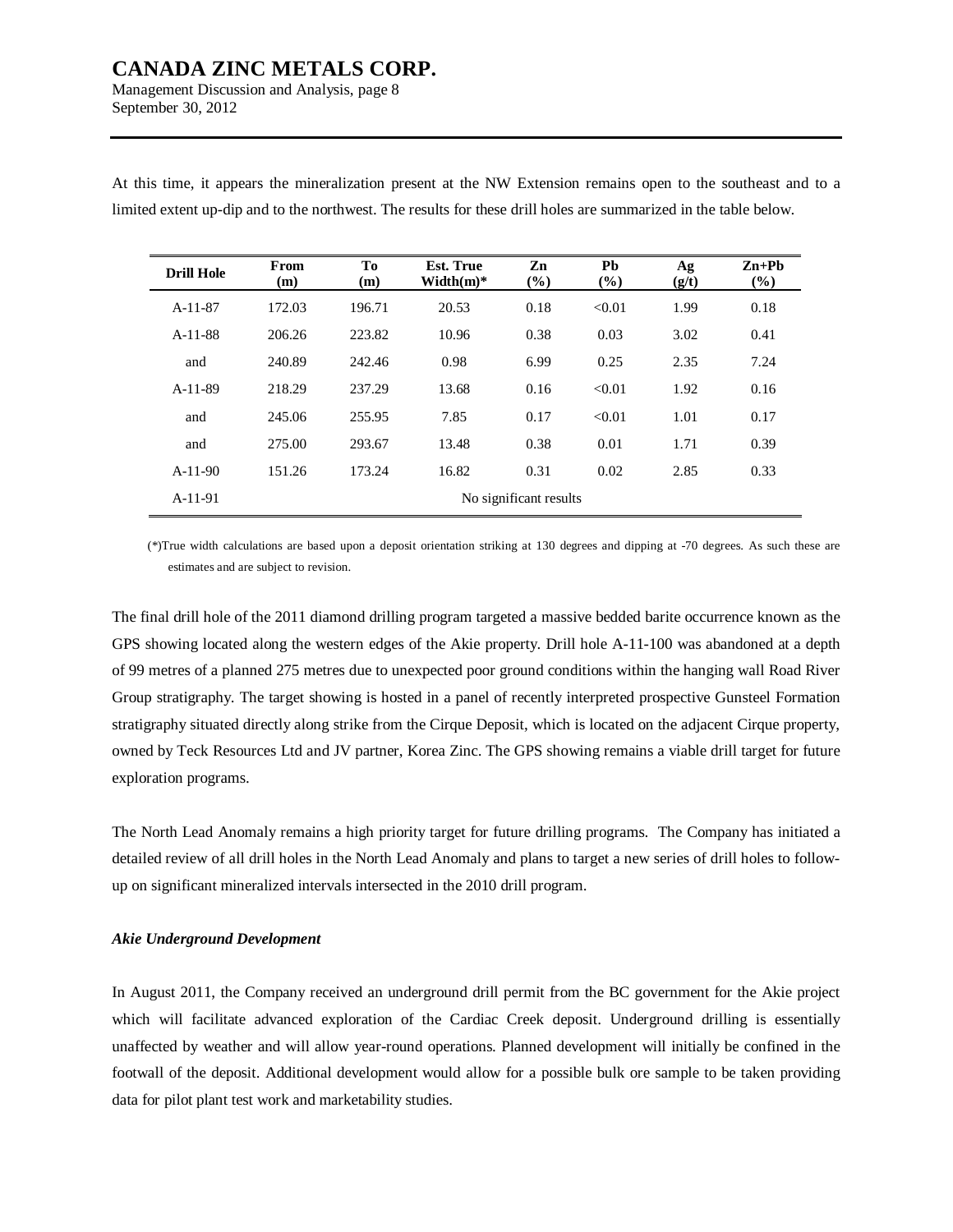At this time, it appears the mineralization present at the NW Extension remains open to the southeast and to a limited extent up-dip and to the northwest. The results for these drill holes are summarized in the table below.

| Drill Hole | From (m) | To (m) | Est. True Width(m)* | Zn (%) | Pb (%) | Ag (g/t) | Zn+Pb (%) |
|---|---|---|---|---|---|---|---|
| A-11-87 | 172.03 | 196.71 | 20.53 | 0.18 | <0.01 | 1.99 | 0.18 |
| A-11-88 | 206.26 | 223.82 | 10.96 | 0.38 | 0.03 | 3.02 | 0.41 |
| and | 240.89 | 242.46 | 0.98 | 6.99 | 0.25 | 2.35 | 7.24 |
| A-11-89 | 218.29 | 237.29 | 13.68 | 0.16 | <0.01 | 1.92 | 0.16 |
| and | 245.06 | 255.95 | 7.85 | 0.17 | <0.01 | 1.01 | 0.17 |
| and | 275.00 | 293.67 | 13.48 | 0.38 | 0.01 | 1.71 | 0.39 |
| A-11-90 | 151.26 | 173.24 | 16.82 | 0.31 | 0.02 | 2.85 | 0.33 |
| A-11-91 | No significant results | | | | | | |

(*)True width calculations are based upon a deposit orientation striking at 130 degrees and dipping at -70 degrees. As such these are estimates and are subject to revision.

The final drill hole of the 2011 diamond drilling program targeted a massive bedded barite occurrence known as the GPS showing located along the western edges of the Akie property. Drill hole A-11-100 was abandoned at a depth of 99 metres of a planned 275 metres due to unexpected poor ground conditions within the hanging wall Road River Group stratigraphy. The target showing is hosted in a panel of recently interpreted prospective Gunsteel Formation stratigraphy situated directly along strike from the Cirque Deposit, which is located on the adjacent Cirque property, owned by Teck Resources Ltd and JV partner, Korea Zinc. The GPS showing remains a viable drill target for future exploration programs.

The North Lead Anomaly remains a high priority target for future drilling programs. The Company has initiated a detailed review of all drill holes in the North Lead Anomaly and plans to target a new series of drill holes to follow-up on significant mineralized intervals intersected in the 2010 drill program.

***Akie Underground Development***

In August 2011, the Company received an underground drill permit from the BC government for the Akie project which will facilitate advanced exploration of the Cardiac Creek deposit. Underground drilling is essentially unaffected by weather and will allow year-round operations. Planned development will initially be confined in the footwall of the deposit. Additional development would allow for a possible bulk ore sample to be taken providing data for pilot plant test work and marketability studies.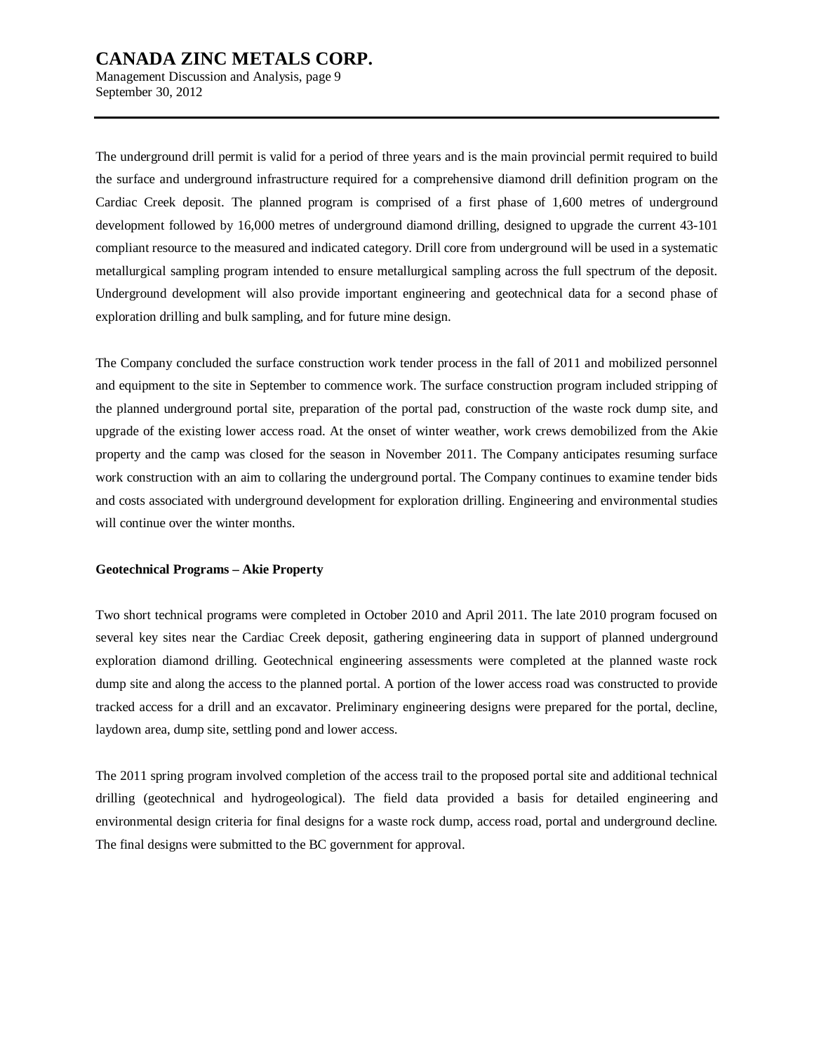The underground drill permit is valid for a period of three years and is the main provincial permit required to build the surface and underground infrastructure required for a comprehensive diamond drill definition program on the Cardiac Creek deposit. The planned program is comprised of a first phase of 1,600 metres of underground development followed by 16,000 metres of underground diamond drilling, designed to upgrade the current 43-101 compliant resource to the measured and indicated category. Drill core from underground will be used in a systematic metallurgical sampling program intended to ensure metallurgical sampling across the full spectrum of the deposit. Underground development will also provide important engineering and geotechnical data for a second phase of exploration drilling and bulk sampling, and for future mine design.

The Company concluded the surface construction work tender process in the fall of 2011 and mobilized personnel and equipment to the site in September to commence work. The surface construction program included stripping of the planned underground portal site, preparation of the portal pad, construction of the waste rock dump site, and upgrade of the existing lower access road. At the onset of winter weather, work crews demobilized from the Akie property and the camp was closed for the season in November 2011. The Company anticipates resuming surface work construction with an aim to collaring the underground portal. The Company continues to examine tender bids and costs associated with underground development for exploration drilling. Engineering and environmental studies will continue over the winter months.

**Geotechnical Programs – Akie Property**

Two short technical programs were completed in October 2010 and April 2011. The late 2010 program focused on several key sites near the Cardiac Creek deposit, gathering engineering data in support of planned underground exploration diamond drilling. Geotechnical engineering assessments were completed at the planned waste rock dump site and along the access to the planned portal. A portion of the lower access road was constructed to provide tracked access for a drill and an excavator. Preliminary engineering designs were prepared for the portal, decline, laydown area, dump site, settling pond and lower access.

The 2011 spring program involved completion of the access trail to the proposed portal site and additional technical drilling (geotechnical and hydrogeological). The field data provided a basis for detailed engineering and environmental design criteria for final designs for a waste rock dump, access road, portal and underground decline. The final designs were submitted to the BC government for approval.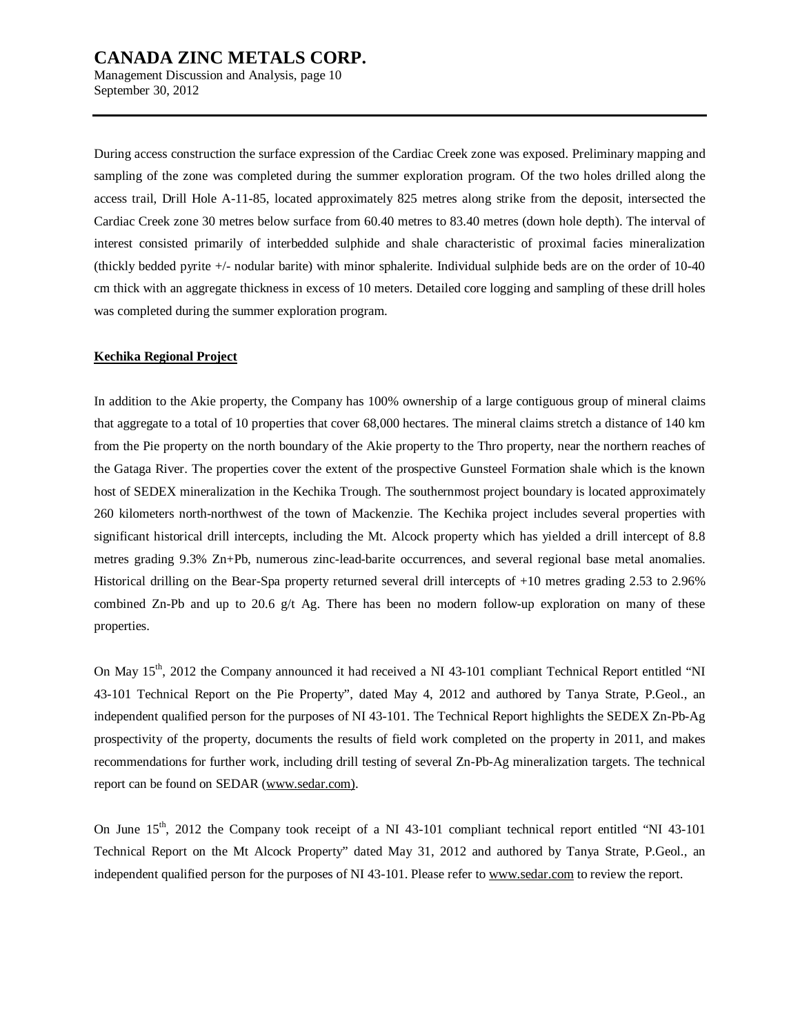During access construction the surface expression of the Cardiac Creek zone was exposed. Preliminary mapping and sampling of the zone was completed during the summer exploration program. Of the two holes drilled along the access trail, Drill Hole A-11-85, located approximately 825 metres along strike from the deposit, intersected the Cardiac Creek zone 30 metres below surface from 60.40 metres to 83.40 metres (down hole depth). The interval of interest consisted primarily of interbedded sulphide and shale characteristic of proximal facies mineralization (thickly bedded pyrite +/- nodular barite) with minor sphalerite. Individual sulphide beds are on the order of 10-40 cm thick with an aggregate thickness in excess of 10 meters. Detailed core logging and sampling of these drill holes was completed during the summer exploration program.

**Kechika Regional Project**

In addition to the Akie property, the Company has 100% ownership of a large contiguous group of mineral claims that aggregate to a total of 10 properties that cover 68,000 hectares. The mineral claims stretch a distance of 140 km from the Pie property on the north boundary of the Akie property to the Thro property, near the northern reaches of the Gataga River. The properties cover the extent of the prospective Gunsteel Formation shale which is the known host of SEDEX mineralization in the Kechika Trough. The southernmost project boundary is located approximately 260 kilometers north-northwest of the town of Mackenzie. The Kechika project includes several properties with significant historical drill intercepts, including the Mt. Alcock property which has yielded a drill intercept of 8.8 metres grading 9.3% Zn+Pb, numerous zinc-lead-barite occurrences, and several regional base metal anomalies. Historical drilling on the Bear-Spa property returned several drill intercepts of +10 metres grading 2.53 to 2.96% combined Zn-Pb and up to 20.6 g/t Ag. There has been no modern follow-up exploration on many of these properties.

On May 15th, 2012 the Company announced it had received a NI 43-101 compliant Technical Report entitled "NI 43-101 Technical Report on the Pie Property", dated May 4, 2012 and authored by Tanya Strate, P.Geol., an independent qualified person for the purposes of NI 43-101. The Technical Report highlights the SEDEX Zn-Pb-Ag prospectivity of the property, documents the results of field work completed on the property in 2011, and makes recommendations for further work, including drill testing of several Zn-Pb-Ag mineralization targets. The technical report can be found on SEDAR (www.sedar.com).

On June 15th, 2012 the Company took receipt of a NI 43-101 compliant technical report entitled "NI 43-101 Technical Report on the Mt Alcock Property" dated May 31, 2012 and authored by Tanya Strate, P.Geol., an independent qualified person for the purposes of NI 43-101. Please refer to www.sedar.com to review the report.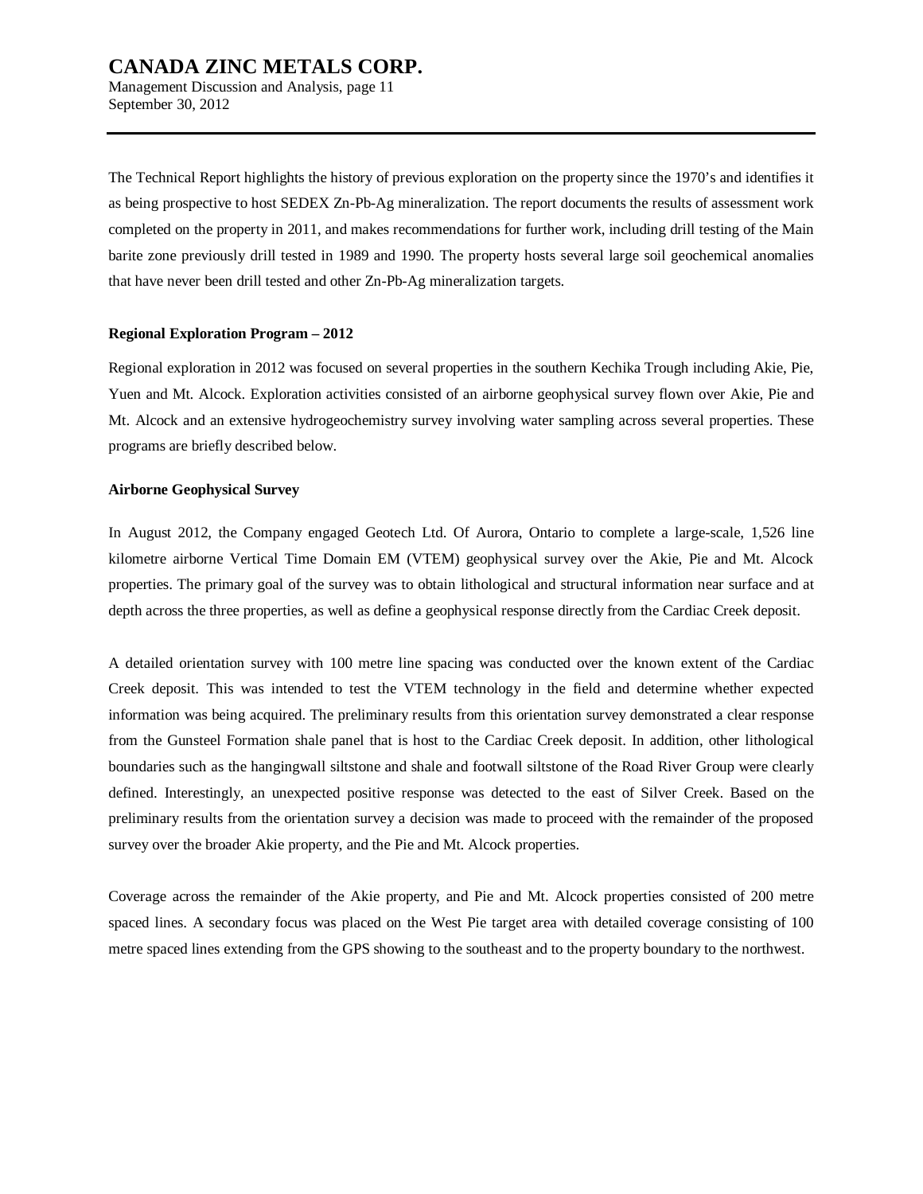The Technical Report highlights the history of previous exploration on the property since the 1970's and identifies it as being prospective to host SEDEX Zn-Pb-Ag mineralization. The report documents the results of assessment work completed on the property in 2011, and makes recommendations for further work, including drill testing of the Main barite zone previously drill tested in 1989 and 1990. The property hosts several large soil geochemical anomalies that have never been drill tested and other Zn-Pb-Ag mineralization targets.

**Regional Exploration Program – 2012**

Regional exploration in 2012 was focused on several properties in the southern Kechika Trough including Akie, Pie, Yuen and Mt. Alcock. Exploration activities consisted of an airborne geophysical survey flown over Akie, Pie and Mt. Alcock and an extensive hydrogeochemistry survey involving water sampling across several properties. These programs are briefly described below.

**Airborne Geophysical Survey**

In August 2012, the Company engaged Geotech Ltd. Of Aurora, Ontario to complete a large-scale, 1,526 line kilometre airborne Vertical Time Domain EM (VTEM) geophysical survey over the Akie, Pie and Mt. Alcock properties. The primary goal of the survey was to obtain lithological and structural information near surface and at depth across the three properties, as well as define a geophysical response directly from the Cardiac Creek deposit.

A detailed orientation survey with 100 metre line spacing was conducted over the known extent of the Cardiac Creek deposit. This was intended to test the VTEM technology in the field and determine whether expected information was being acquired. The preliminary results from this orientation survey demonstrated a clear response from the Gunsteel Formation shale panel that is host to the Cardiac Creek deposit. In addition, other lithological boundaries such as the hangingwall siltstone and shale and footwall siltstone of the Road River Group were clearly defined. Interestingly, an unexpected positive response was detected to the east of Silver Creek. Based on the preliminary results from the orientation survey a decision was made to proceed with the remainder of the proposed survey over the broader Akie property, and the Pie and Mt. Alcock properties.

Coverage across the remainder of the Akie property, and Pie and Mt. Alcock properties consisted of 200 metre spaced lines. A secondary focus was placed on the West Pie target area with detailed coverage consisting of 100 metre spaced lines extending from the GPS showing to the southeast and to the property boundary to the northwest.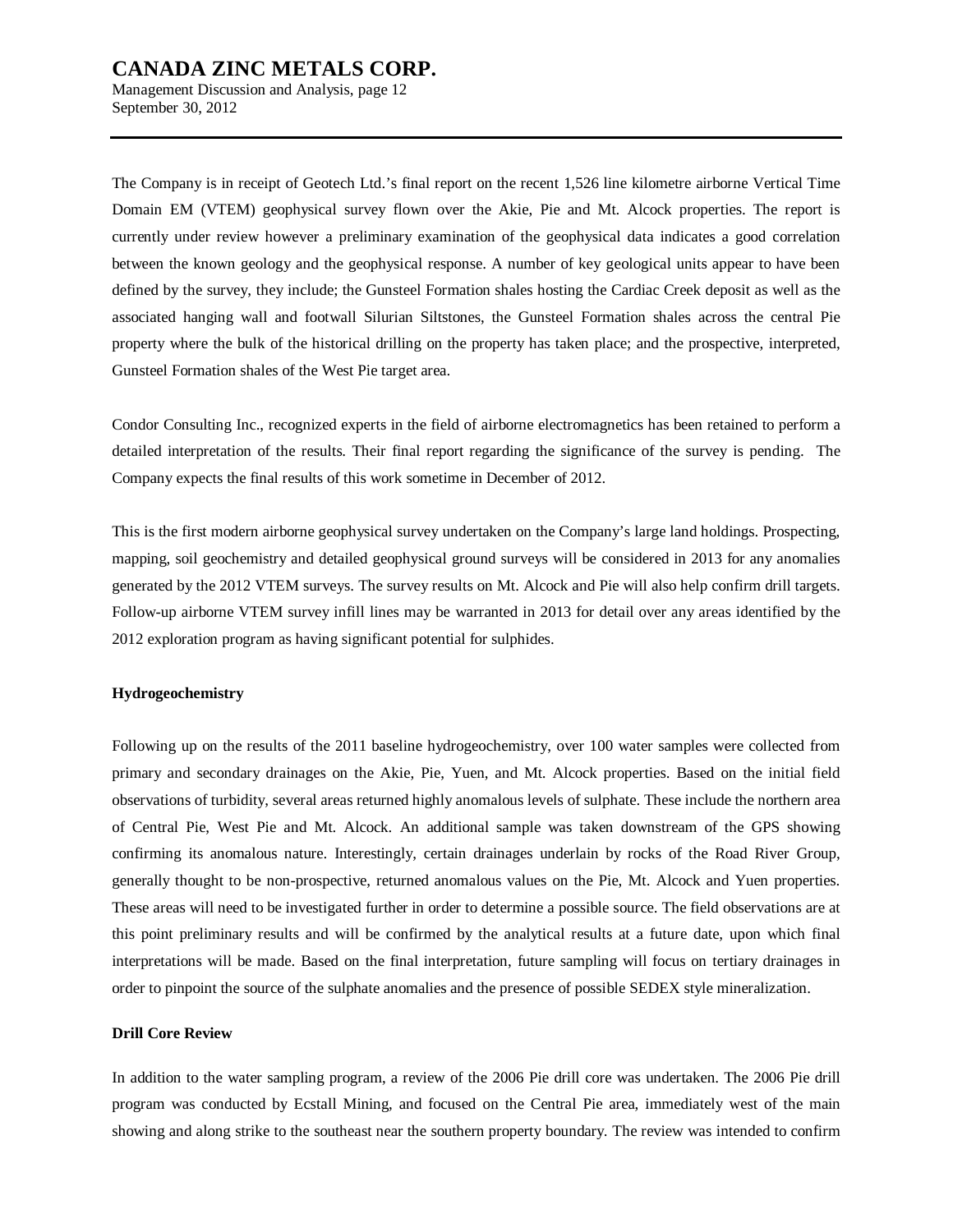The Company is in receipt of Geotech Ltd.'s final report on the recent 1,526 line kilometre airborne Vertical Time Domain EM (VTEM) geophysical survey flown over the Akie, Pie and Mt. Alcock properties. The report is currently under review however a preliminary examination of the geophysical data indicates a good correlation between the known geology and the geophysical response. A number of key geological units appear to have been defined by the survey, they include; the Gunsteel Formation shales hosting the Cardiac Creek deposit as well as the associated hanging wall and footwall Silurian Siltstones, the Gunsteel Formation shales across the central Pie property where the bulk of the historical drilling on the property has taken place; and the prospective, interpreted, Gunsteel Formation shales of the West Pie target area.

Condor Consulting Inc., recognized experts in the field of airborne electromagnetics has been retained to perform a detailed interpretation of the results. Their final report regarding the significance of the survey is pending. The Company expects the final results of this work sometime in December of 2012.

This is the first modern airborne geophysical survey undertaken on the Company's large land holdings. Prospecting, mapping, soil geochemistry and detailed geophysical ground surveys will be considered in 2013 for any anomalies generated by the 2012 VTEM surveys. The survey results on Mt. Alcock and Pie will also help confirm drill targets. Follow-up airborne VTEM survey infill lines may be warranted in 2013 for detail over any areas identified by the 2012 exploration program as having significant potential for sulphides.

**Hydrogeochemistry**

Following up on the results of the 2011 baseline hydrogeochemistry, over 100 water samples were collected from primary and secondary drainages on the Akie, Pie, Yuen, and Mt. Alcock properties. Based on the initial field observations of turbidity, several areas returned highly anomalous levels of sulphate. These include the northern area of Central Pie, West Pie and Mt. Alcock. An additional sample was taken downstream of the GPS showing confirming its anomalous nature. Interestingly, certain drainages underlain by rocks of the Road River Group, generally thought to be non-prospective, returned anomalous values on the Pie, Mt. Alcock and Yuen properties. These areas will need to be investigated further in order to determine a possible source. The field observations are at this point preliminary results and will be confirmed by the analytical results at a future date, upon which final interpretations will be made. Based on the final interpretation, future sampling will focus on tertiary drainages in order to pinpoint the source of the sulphate anomalies and the presence of possible SEDEX style mineralization.

**Drill Core Review**

In addition to the water sampling program, a review of the 2006 Pie drill core was undertaken. The 2006 Pie drill program was conducted by Ecstall Mining, and focused on the Central Pie area, immediately west of the main showing and along strike to the southeast near the southern property boundary. The review was intended to confirm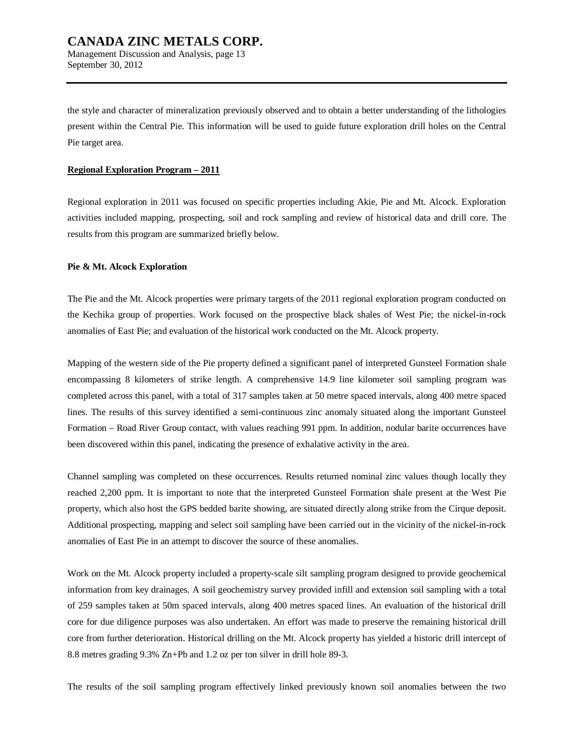the style and character of mineralization previously observed and to obtain a better understanding of the lithologies present within the Central Pie. This information will be used to guide future exploration drill holes on the Central Pie target area.

**Regional Exploration Program – 2011**

Regional exploration in 2011 was focused on specific properties including Akie, Pie and Mt. Alcock. Exploration activities included mapping, prospecting, soil and rock sampling and review of historical data and drill core. The results from this program are summarized briefly below.

**Pie & Mt. Alcock Exploration**

The Pie and the Mt. Alcock properties were primary targets of the 2011 regional exploration program conducted on the Kechika group of properties. Work focused on the prospective black shales of West Pie; the nickel-in-rock anomalies of East Pie; and evaluation of the historical work conducted on the Mt. Alcock property.

Mapping of the western side of the Pie property defined a significant panel of interpreted Gunsteel Formation shale encompassing 8 kilometers of strike length. A comprehensive 14.9 line kilometer soil sampling program was completed across this panel, with a total of 317 samples taken at 50 metre spaced intervals, along 400 metre spaced lines. The results of this survey identified a semi-continuous zinc anomaly situated along the important Gunsteel Formation – Road River Group contact, with values reaching 991 ppm. In addition, nodular barite occurrences have been discovered within this panel, indicating the presence of exhalative activity in the area.

Channel sampling was completed on these occurrences. Results returned nominal zinc values though locally they reached 2,200 ppm. It is important to note that the interpreted Gunsteel Formation shale present at the West Pie property, which also host the GPS bedded barite showing, are situated directly along strike from the Cirque deposit. Additional prospecting, mapping and select soil sampling have been carried out in the vicinity of the nickel-in-rock anomalies of East Pie in an attempt to discover the source of these anomalies.

Work on the Mt. Alcock property included a property-scale silt sampling program designed to provide geochemical information from key drainages. A soil geochemistry survey provided infill and extension soil sampling with a total of 259 samples taken at 50m spaced intervals, along 400 metres spaced lines. An evaluation of the historical drill core for due diligence purposes was also undertaken. An effort was made to preserve the remaining historical drill core from further deterioration. Historical drilling on the Mt. Alcock property has yielded a historic drill intercept of 8.8 metres grading 9.3% Zn+Pb and 1.2 oz per ton silver in drill hole 89-3.

The results of the soil sampling program effectively linked previously known soil anomalies between the two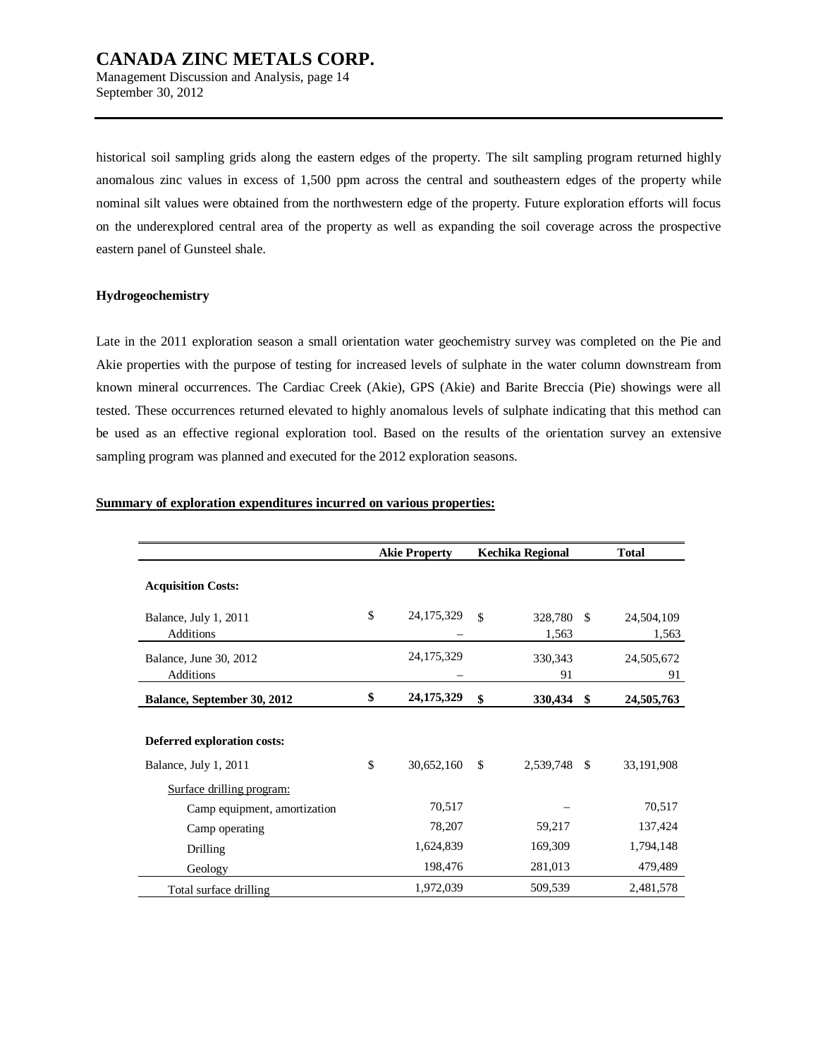historical soil sampling grids along the eastern edges of the property. The silt sampling program returned highly anomalous zinc values in excess of 1,500 ppm across the central and southeastern edges of the property while nominal silt values were obtained from the northwestern edge of the property. Future exploration efforts will focus on the underexplored central area of the property as well as expanding the soil coverage across the prospective eastern panel of Gunsteel shale.

**Hydrogeochemistry**

Late in the 2011 exploration season a small orientation water geochemistry survey was completed on the Pie and Akie properties with the purpose of testing for increased levels of sulphate in the water column downstream from known mineral occurrences. The Cardiac Creek (Akie), GPS (Akie) and Barite Breccia (Pie) showings were all tested. These occurrences returned elevated to highly anomalous levels of sulphate indicating that this method can be used as an effective regional exploration tool. Based on the results of the orientation survey an extensive sampling program was planned and executed for the 2012 exploration seasons.

**Summary of exploration expenditures incurred on various properties:**

| | Akie Property | Kechika Regional | Total |
|---|---|---|---|
| **Acquisition Costs:** | | | |
| Balance, July 1, 2011 | $ 24,175,329 | $ 328,780 | $ 24,504,109 |
| Additions | – | 1,563 | 1,563 |
| Balance, June 30, 2012 | 24,175,329 | 330,343 | 24,505,672 |
| Additions | – | 91 | 91 |
| **Balance, September 30, 2012** | **$ 24,175,329** | **$ 330,434** | **$ 24,505,763** |
| | | | |
| **Deferred exploration costs:** | | | |
| Balance, July 1, 2011 | $ 30,652,160 | $ 2,539,748 | $ 33,191,908 |
| Surface drilling program: | | | |
| Camp equipment, amortization | 70,517 | – | 70,517 |
| Camp operating | 78,207 | 59,217 | 137,424 |
| Drilling | 1,624,839 | 169,309 | 1,794,148 |
| Geology | 198,476 | 281,013 | 479,489 |
| Total surface drilling | 1,972,039 | 509,539 | 2,481,578 |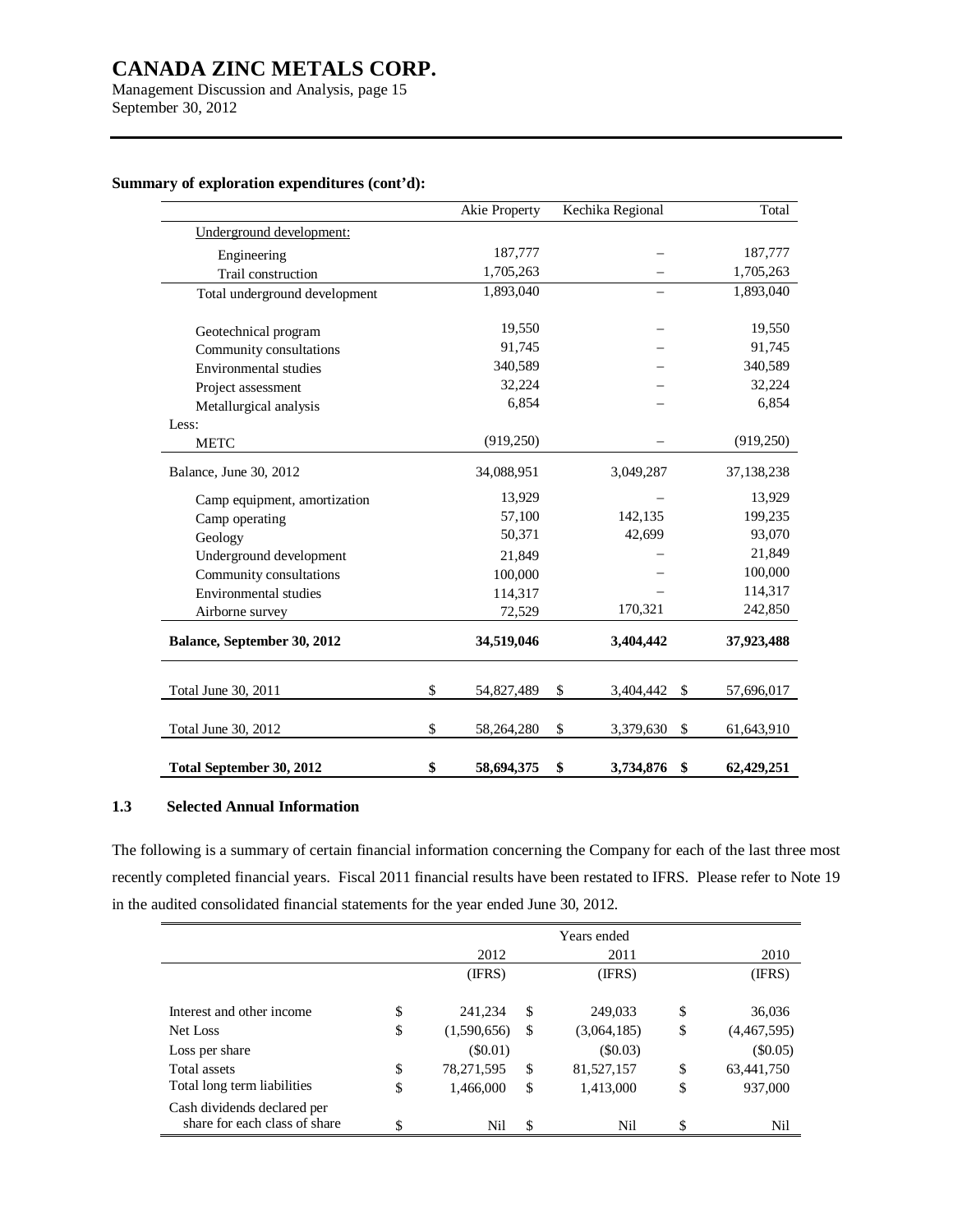**Summary of exploration expenditures (cont'd):**

| | Akie Property | Kechika Regional | Total |
|---|---|---|---|
| Underground development: | | | |
| Engineering | 187,777 | – | 187,777 |
| Trail construction | 1,705,263 | – | 1,705,263 |
| Total underground development | 1,893,040 | – | 1,893,040 |
| Geotechnical program | 19,550 | – | 19,550 |
| Community consultations | 91,745 | – | 91,745 |
| Environmental studies | 340,589 | – | 340,589 |
| Project assessment | 32,224 | – | 32,224 |
| Metallurgical analysis | 6,854 | – | 6,854 |
| Less: | | | |
| METC | (919,250) | – | (919,250) |
| Balance, June 30, 2012 | 34,088,951 | 3,049,287 | 37,138,238 |
| Camp equipment, amortization | 13,929 | – | 13,929 |
| Camp operating | 57,100 | 142,135 | 199,235 |
| Geology | 50,371 | 42,699 | 93,070 |
| Underground development | 21,849 | – | 21,849 |
| Community consultations | 100,000 | – | 100,000 |
| Environmental studies | 114,317 | – | 114,317 |
| Airborne survey | 72,529 | 170,321 | 242,850 |
| **Balance, September 30, 2012** | **34,519,046** | **3,404,442** | **37,923,488** |
| Total June 30, 2011 | $ 54,827,489 | $ 3,404,442 | $ 57,696,017 |
| Total June 30, 2012 | $ 58,264,280 | $ 3,379,630 | $ 61,643,910 |
| **Total September 30, 2012** | **$ 58,694,375** | **$ 3,734,876** | **$ 62,429,251** |

### 1.3 Selected Annual Information

The following is a summary of certain financial information concerning the Company for each of the last three most recently completed financial years. Fiscal 2011 financial results have been restated to IFRS. Please refer to Note 19 in the audited consolidated financial statements for the year ended June 30, 2012.

| | Years ended | | |
|---|---|---|---|
| | 2012 (IFRS) | 2011 (IFRS) | 2010 (IFRS) |
| Interest and other income | $ 241,234 | $ 249,033 | $ 36,036 |
| Net Loss | $ (1,590,656) | $ (3,064,185) | $ (4,467,595) |
| Loss per share | ($0.01) | ($0.03) | ($0.05) |
| Total assets | $ 78,271,595 | $ 81,527,157 | $ 63,441,750 |
| Total long term liabilities | $ 1,466,000 | $ 1,413,000 | $ 937,000 |
| Cash dividends declared per share for each class of share | $ Nil | $ Nil | $ Nil |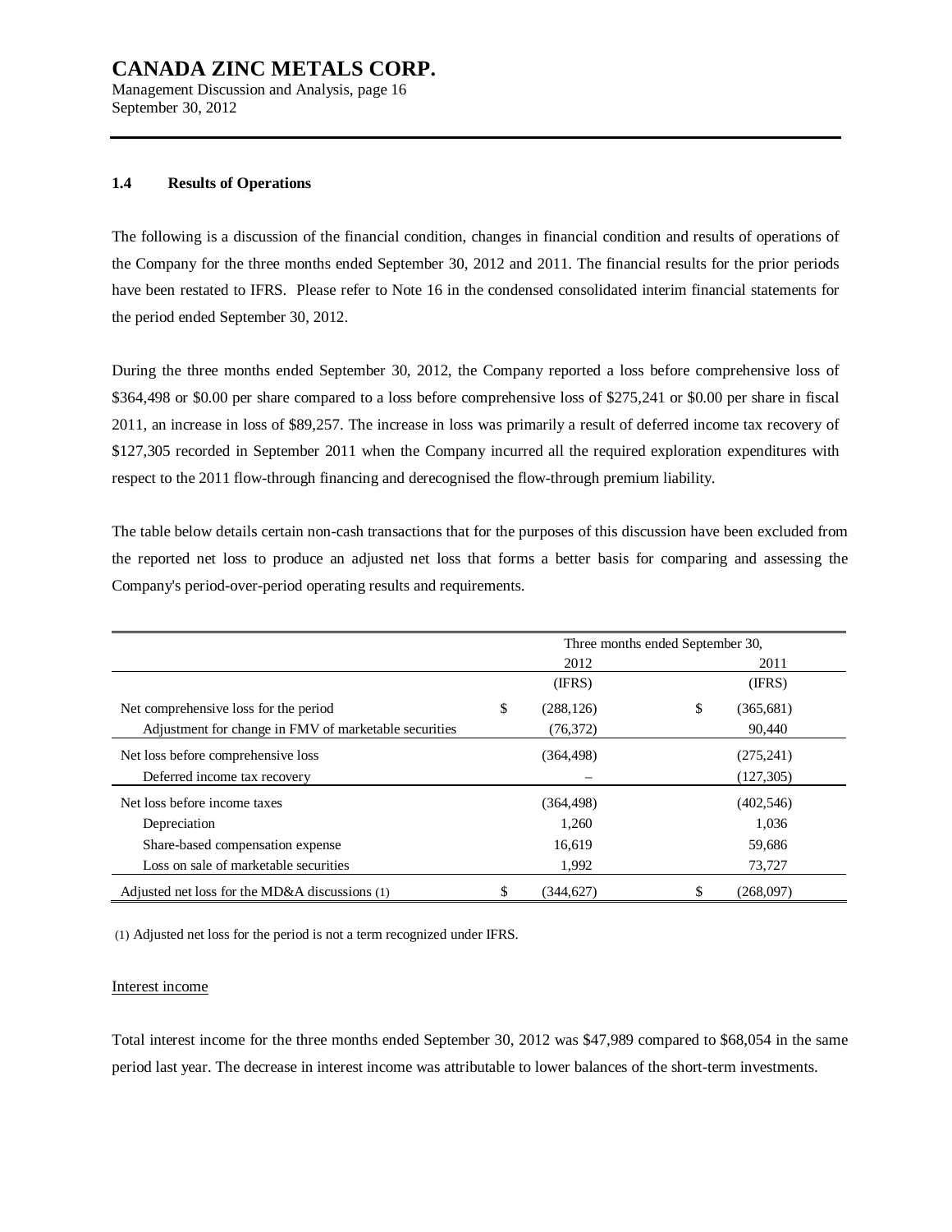### 1.4 Results of Operations

The following is a discussion of the financial condition, changes in financial condition and results of operations of the Company for the three months ended September 30, 2012 and 2011. The financial results for the prior periods have been restated to IFRS. Please refer to Note 16 in the condensed consolidated interim financial statements for the period ended September 30, 2012.

During the three months ended September 30, 2012, the Company reported a loss before comprehensive loss of $364,498 or $0.00 per share compared to a loss before comprehensive loss of $275,241 or $0.00 per share in fiscal 2011, an increase in loss of $89,257. The increase in loss was primarily a result of deferred income tax recovery of $127,305 recorded in September 2011 when the Company incurred all the required exploration expenditures with respect to the 2011 flow-through financing and derecognised the flow-through premium liability.

The table below details certain non-cash transactions that for the purposes of this discussion have been excluded from the reported net loss to produce an adjusted net loss that forms a better basis for comparing and assessing the Company's period-over-period operating results and requirements.

| | Three months ended September 30, | |
|---|---|---|
| | 2012 | 2011 |
| | (IFRS) | (IFRS) |
| Net comprehensive loss for the period | $ (288,126) | $ (365,681) |
| Adjustment for change in FMV of marketable securities | (76,372) | 90,440 |
| Net loss before comprehensive loss | (364,498) | (275,241) |
| Deferred income tax recovery | – | (127,305) |
| Net loss before income taxes | (364,498) | (402,546) |
| Depreciation | 1,260 | 1,036 |
| Share-based compensation expense | 16,619 | 59,686 |
| Loss on sale of marketable securities | 1,992 | 73,727 |
| Adjusted net loss for the MD&A discussions (1) | $ (344,627) | $ (268,097) |

(1) Adjusted net loss for the period is not a term recognized under IFRS.

Interest income

Total interest income for the three months ended September 30, 2012 was $47,989 compared to $68,054 in the same period last year. The decrease in interest income was attributable to lower balances of the short-term investments.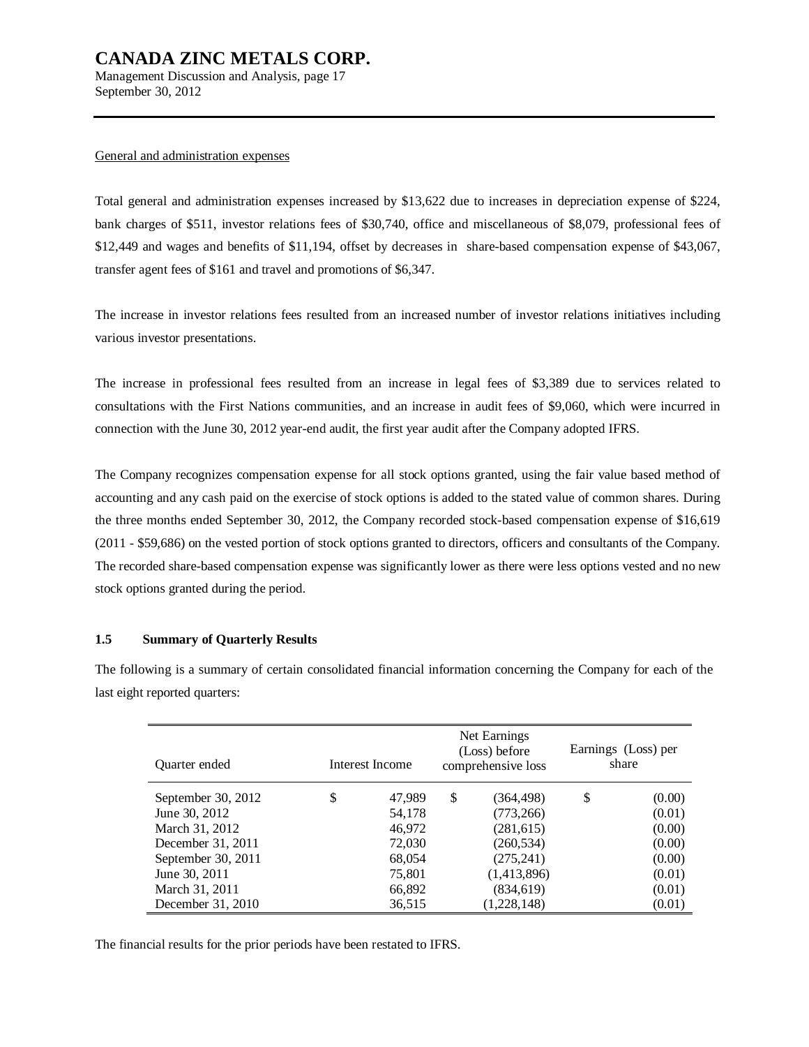General and administration expenses

Total general and administration expenses increased by $13,622 due to increases in depreciation expense of $224, bank charges of $511, investor relations fees of $30,740, office and miscellaneous of $8,079, professional fees of $12,449 and wages and benefits of $11,194, offset by decreases in share-based compensation expense of $43,067, transfer agent fees of $161 and travel and promotions of $6,347.

The increase in investor relations fees resulted from an increased number of investor relations initiatives including various investor presentations.

The increase in professional fees resulted from an increase in legal fees of $3,389 due to services related to consultations with the First Nations communities, and an increase in audit fees of $9,060, which were incurred in connection with the June 30, 2012 year-end audit, the first year audit after the Company adopted IFRS.

The Company recognizes compensation expense for all stock options granted, using the fair value based method of accounting and any cash paid on the exercise of stock options is added to the stated value of common shares. During the three months ended September 30, 2012, the Company recorded stock-based compensation expense of $16,619 (2011 - $59,686) on the vested portion of stock options granted to directors, officers and consultants of the Company. The recorded share-based compensation expense was significantly lower as there were less options vested and no new stock options granted during the period.

### 1.5 Summary of Quarterly Results

The following is a summary of certain consolidated financial information concerning the Company for each of the last eight reported quarters:

| Quarter ended | Interest Income | Net Earnings (Loss) before comprehensive loss | Earnings (Loss) per share |
|---|---|---|---|
| September 30, 2012 | $ 47,989 | $ (364,498) | $ (0.00) |
| June 30, 2012 | 54,178 | (773,266) | (0.01) |
| March 31, 2012 | 46,972 | (281,615) | (0.00) |
| December 31, 2011 | 72,030 | (260,534) | (0.00) |
| September 30, 2011 | 68,054 | (275,241) | (0.00) |
| June 30, 2011 | 75,801 | (1,413,896) | (0.01) |
| March 31, 2011 | 66,892 | (834,619) | (0.01) |
| December 31, 2010 | 36,515 | (1,228,148) | (0.01) |

The financial results for the prior periods have been restated to IFRS.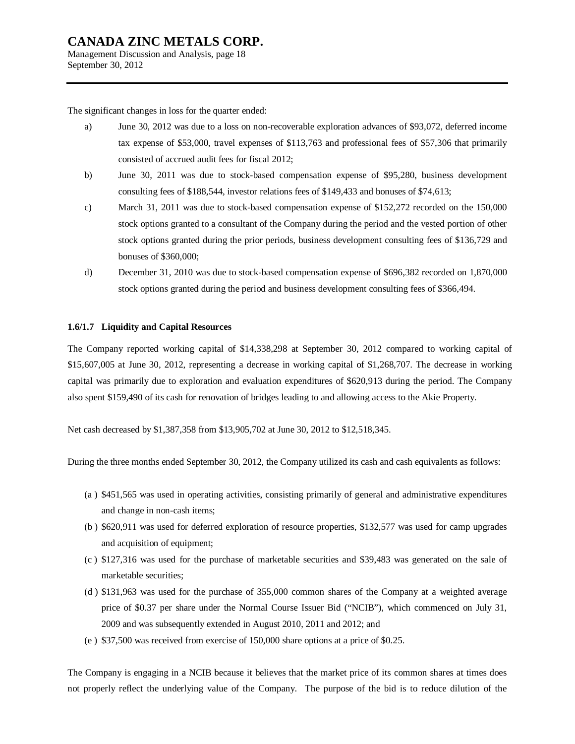The significant changes in loss for the quarter ended:

a) June 30, 2012 was due to a loss on non-recoverable exploration advances of $93,072, deferred income tax expense of $53,000, travel expenses of $113,763 and professional fees of $57,306 that primarily consisted of accrued audit fees for fiscal 2012;

b) June 30, 2011 was due to stock-based compensation expense of $95,280, business development consulting fees of $188,544, investor relations fees of $149,433 and bonuses of $74,613;

c) March 31, 2011 was due to stock-based compensation expense of $152,272 recorded on the 150,000 stock options granted to a consultant of the Company during the period and the vested portion of other stock options granted during the prior periods, business development consulting fees of $136,729 and bonuses of $360,000;

d) December 31, 2010 was due to stock-based compensation expense of $696,382 recorded on 1,870,000 stock options granted during the period and business development consulting fees of $366,494.

### 1.6/1.7 Liquidity and Capital Resources

The Company reported working capital of $14,338,298 at September 30, 2012 compared to working capital of $15,607,005 at June 30, 2012, representing a decrease in working capital of $1,268,707. The decrease in working capital was primarily due to exploration and evaluation expenditures of $620,913 during the period. The Company also spent $159,490 of its cash for renovation of bridges leading to and allowing access to the Akie Property.

Net cash decreased by $1,387,358 from $13,905,702 at June 30, 2012 to $12,518,345.

During the three months ended September 30, 2012, the Company utilized its cash and cash equivalents as follows:

(a) $451,565 was used in operating activities, consisting primarily of general and administrative expenditures and change in non-cash items;

(b) $620,911 was used for deferred exploration of resource properties, $132,577 was used for camp upgrades and acquisition of equipment;

(c) $127,316 was used for the purchase of marketable securities and $39,483 was generated on the sale of marketable securities;

(d) $131,963 was used for the purchase of 355,000 common shares of the Company at a weighted average price of $0.37 per share under the Normal Course Issuer Bid ("NCIB"), which commenced on July 31, 2009 and was subsequently extended in August 2010, 2011 and 2012; and

(e) $37,500 was received from exercise of 150,000 share options at a price of $0.25.

The Company is engaging in a NCIB because it believes that the market price of its common shares at times does not properly reflect the underlying value of the Company. The purpose of the bid is to reduce dilution of the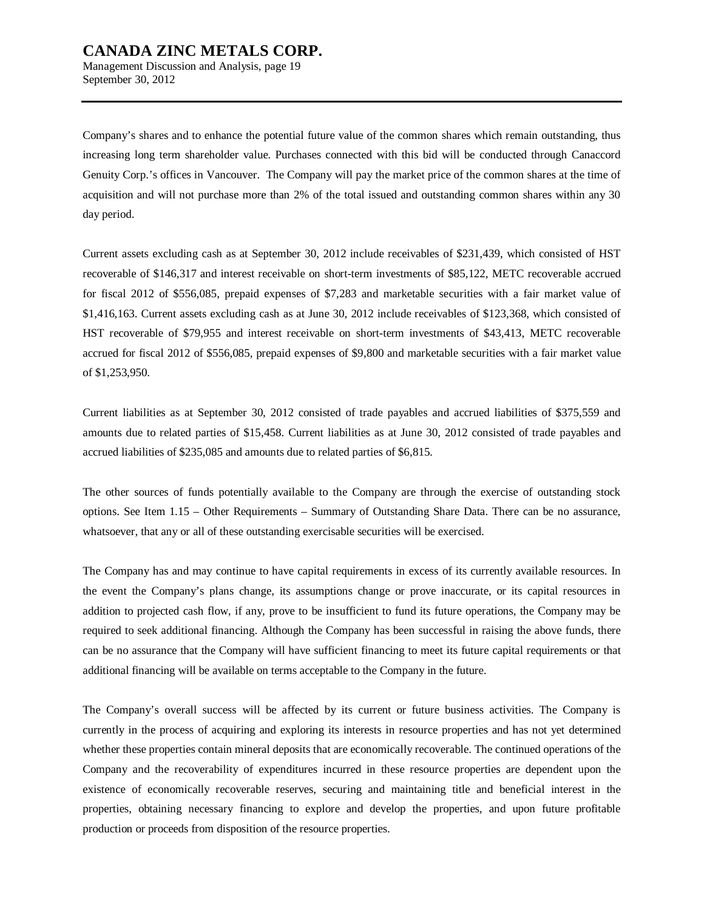Company's shares and to enhance the potential future value of the common shares which remain outstanding, thus increasing long term shareholder value. Purchases connected with this bid will be conducted through Canaccord Genuity Corp.'s offices in Vancouver. The Company will pay the market price of the common shares at the time of acquisition and will not purchase more than 2% of the total issued and outstanding common shares within any 30 day period.

Current assets excluding cash as at September 30, 2012 include receivables of $231,439, which consisted of HST recoverable of $146,317 and interest receivable on short-term investments of $85,122, METC recoverable accrued for fiscal 2012 of $556,085, prepaid expenses of $7,283 and marketable securities with a fair market value of $1,416,163. Current assets excluding cash as at June 30, 2012 include receivables of $123,368, which consisted of HST recoverable of $79,955 and interest receivable on short-term investments of $43,413, METC recoverable accrued for fiscal 2012 of $556,085, prepaid expenses of $9,800 and marketable securities with a fair market value of $1,253,950.

Current liabilities as at September 30, 2012 consisted of trade payables and accrued liabilities of $375,559 and amounts due to related parties of $15,458. Current liabilities as at June 30, 2012 consisted of trade payables and accrued liabilities of $235,085 and amounts due to related parties of $6,815.

The other sources of funds potentially available to the Company are through the exercise of outstanding stock options. See Item 1.15 – Other Requirements – Summary of Outstanding Share Data. There can be no assurance, whatsoever, that any or all of these outstanding exercisable securities will be exercised.

The Company has and may continue to have capital requirements in excess of its currently available resources. In the event the Company's plans change, its assumptions change or prove inaccurate, or its capital resources in addition to projected cash flow, if any, prove to be insufficient to fund its future operations, the Company may be required to seek additional financing. Although the Company has been successful in raising the above funds, there can be no assurance that the Company will have sufficient financing to meet its future capital requirements or that additional financing will be available on terms acceptable to the Company in the future.

The Company's overall success will be affected by its current or future business activities. The Company is currently in the process of acquiring and exploring its interests in resource properties and has not yet determined whether these properties contain mineral deposits that are economically recoverable. The continued operations of the Company and the recoverability of expenditures incurred in these resource properties are dependent upon the existence of economically recoverable reserves, securing and maintaining title and beneficial interest in the properties, obtaining necessary financing to explore and develop the properties, and upon future profitable production or proceeds from disposition of the resource properties.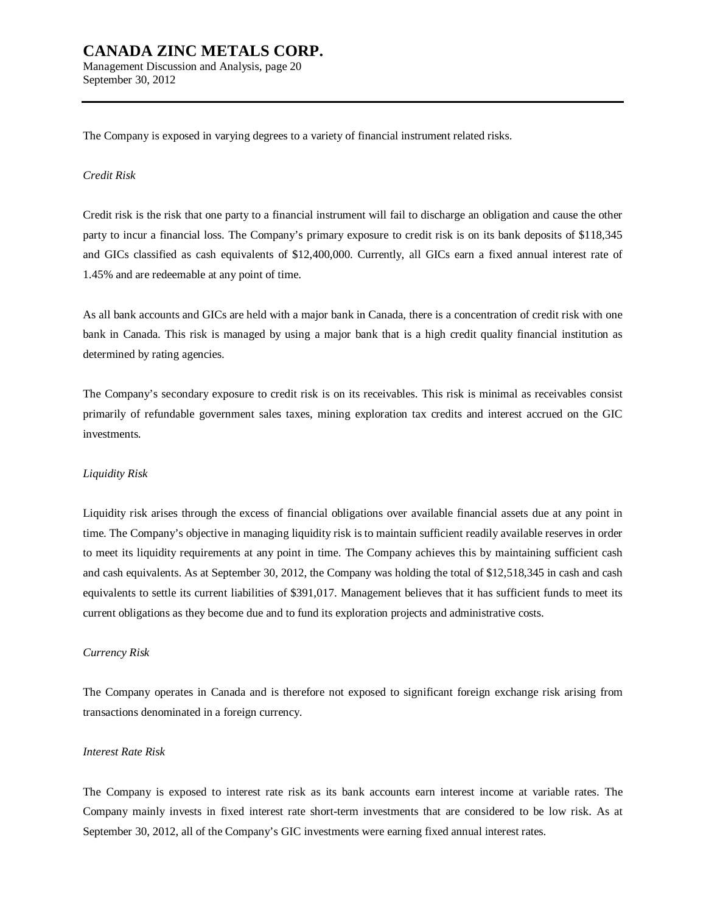The Company is exposed in varying degrees to a variety of financial instrument related risks.

*Credit Risk*

Credit risk is the risk that one party to a financial instrument will fail to discharge an obligation and cause the other party to incur a financial loss. The Company's primary exposure to credit risk is on its bank deposits of $118,345 and GICs classified as cash equivalents of $12,400,000. Currently, all GICs earn a fixed annual interest rate of 1.45% and are redeemable at any point of time.

As all bank accounts and GICs are held with a major bank in Canada, there is a concentration of credit risk with one bank in Canada. This risk is managed by using a major bank that is a high credit quality financial institution as determined by rating agencies.

The Company's secondary exposure to credit risk is on its receivables. This risk is minimal as receivables consist primarily of refundable government sales taxes, mining exploration tax credits and interest accrued on the GIC investments.

*Liquidity Risk*

Liquidity risk arises through the excess of financial obligations over available financial assets due at any point in time. The Company's objective in managing liquidity risk is to maintain sufficient readily available reserves in order to meet its liquidity requirements at any point in time. The Company achieves this by maintaining sufficient cash and cash equivalents. As at September 30, 2012, the Company was holding the total of $12,518,345 in cash and cash equivalents to settle its current liabilities of $391,017. Management believes that it has sufficient funds to meet its current obligations as they become due and to fund its exploration projects and administrative costs.

*Currency Risk*

The Company operates in Canada and is therefore not exposed to significant foreign exchange risk arising from transactions denominated in a foreign currency.

*Interest Rate Risk*

The Company is exposed to interest rate risk as its bank accounts earn interest income at variable rates. The Company mainly invests in fixed interest rate short-term investments that are considered to be low risk. As at September 30, 2012, all of the Company's GIC investments were earning fixed annual interest rates.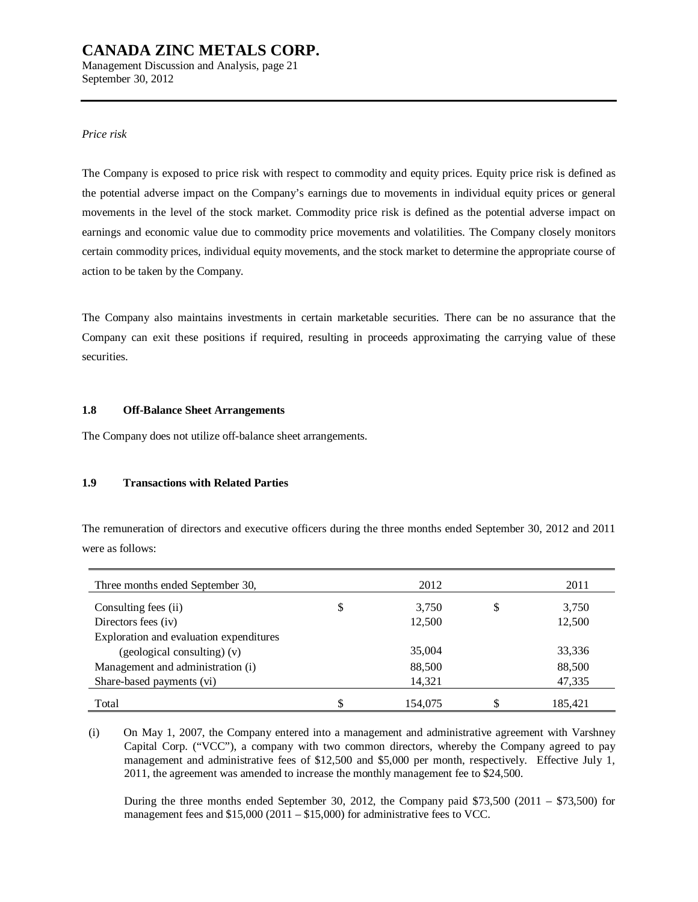*Price risk*

The Company is exposed to price risk with respect to commodity and equity prices. Equity price risk is defined as the potential adverse impact on the Company's earnings due to movements in individual equity prices or general movements in the level of the stock market. Commodity price risk is defined as the potential adverse impact on earnings and economic value due to commodity price movements and volatilities. The Company closely monitors certain commodity prices, individual equity movements, and the stock market to determine the appropriate course of action to be taken by the Company.

The Company also maintains investments in certain marketable securities. There can be no assurance that the Company can exit these positions if required, resulting in proceeds approximating the carrying value of these securities.

### 1.8 Off-Balance Sheet Arrangements

The Company does not utilize off-balance sheet arrangements.

### 1.9 Transactions with Related Parties

The remuneration of directors and executive officers during the three months ended September 30, 2012 and 2011 were as follows:

| Three months ended September 30, | | 2012 | | 2011 |
|---|---|---|---|---|
| Consulting fees (ii) | $ | 3,750 | $ | 3,750 |
| Directors fees (iv) | | 12,500 | | 12,500 |
| Exploration and evaluation expenditures (geological consulting) (v) | | 35,004 | | 33,336 |
| Management and administration (i) | | 88,500 | | 88,500 |
| Share-based payments (vi) | | 14,321 | | 47,335 |
| Total | $ | 154,075 | $ | 185,421 |

(i) On May 1, 2007, the Company entered into a management and administrative agreement with Varshney Capital Corp. ("VCC"), a company with two common directors, whereby the Company agreed to pay management and administrative fees of $12,500 and $5,000 per month, respectively. Effective July 1, 2011, the agreement was amended to increase the monthly management fee to $24,500.

During the three months ended September 30, 2012, the Company paid $73,500 (2011 – $73,500) for management fees and $15,000 (2011 – $15,000) for administrative fees to VCC.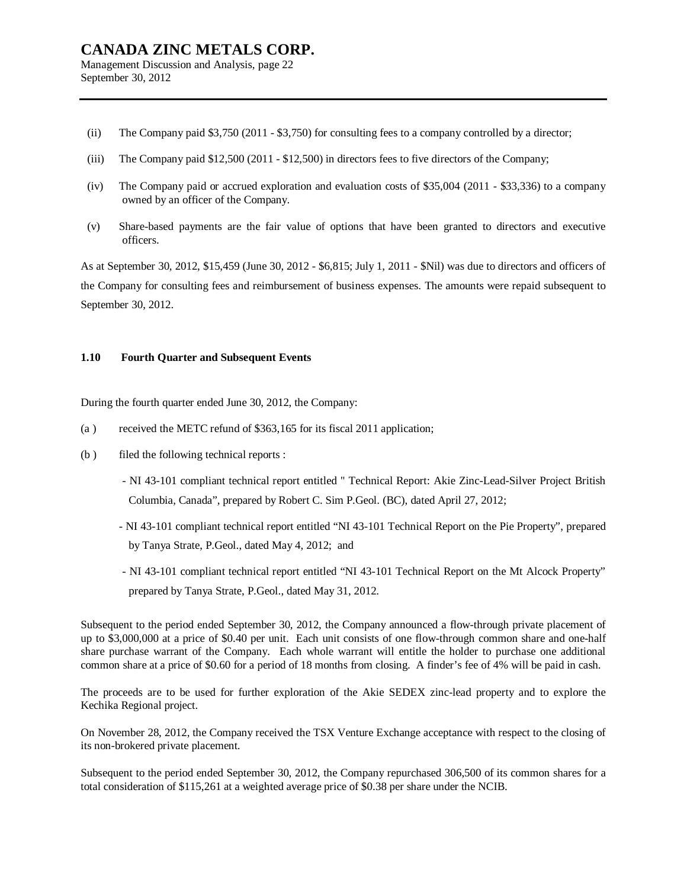(ii) The Company paid $3,750 (2011 - $3,750) for consulting fees to a company controlled by a director;

(iii) The Company paid $12,500 (2011 - $12,500) in directors fees to five directors of the Company;

(iv) The Company paid or accrued exploration and evaluation costs of $35,004 (2011 - $33,336) to a company owned by an officer of the Company.

(v) Share-based payments are the fair value of options that have been granted to directors and executive officers.

As at September 30, 2012, $15,459 (June 30, 2012 - $6,815; July 1, 2011 - $Nil) was due to directors and officers of the Company for consulting fees and reimbursement of business expenses. The amounts were repaid subsequent to September 30, 2012.

### 1.10 Fourth Quarter and Subsequent Events

During the fourth quarter ended June 30, 2012, the Company:

(a ) received the METC refund of $363,165 for its fiscal 2011 application;

(b ) filed the following technical reports :

- NI 43-101 compliant technical report entitled " Technical Report: Akie Zinc-Lead-Silver Project British Columbia, Canada", prepared by Robert C. Sim P.Geol. (BC), dated April 27, 2012;
- NI 43-101 compliant technical report entitled "NI 43-101 Technical Report on the Pie Property", prepared by Tanya Strate, P.Geol., dated May 4, 2012; and
- NI 43-101 compliant technical report entitled "NI 43-101 Technical Report on the Mt Alcock Property" prepared by Tanya Strate, P.Geol., dated May 31, 2012.

Subsequent to the period ended September 30, 2012, the Company announced a flow-through private placement of up to $3,000,000 at a price of $0.40 per unit. Each unit consists of one flow-through common share and one-half share purchase warrant of the Company. Each whole warrant will entitle the holder to purchase one additional common share at a price of $0.60 for a period of 18 months from closing. A finder's fee of 4% will be paid in cash.

The proceeds are to be used for further exploration of the Akie SEDEX zinc-lead property and to explore the Kechika Regional project.

On November 28, 2012, the Company received the TSX Venture Exchange acceptance with respect to the closing of its non-brokered private placement.

Subsequent to the period ended September 30, 2012, the Company repurchased 306,500 of its common shares for a total consideration of $115,261 at a weighted average price of $0.38 per share under the NCIB.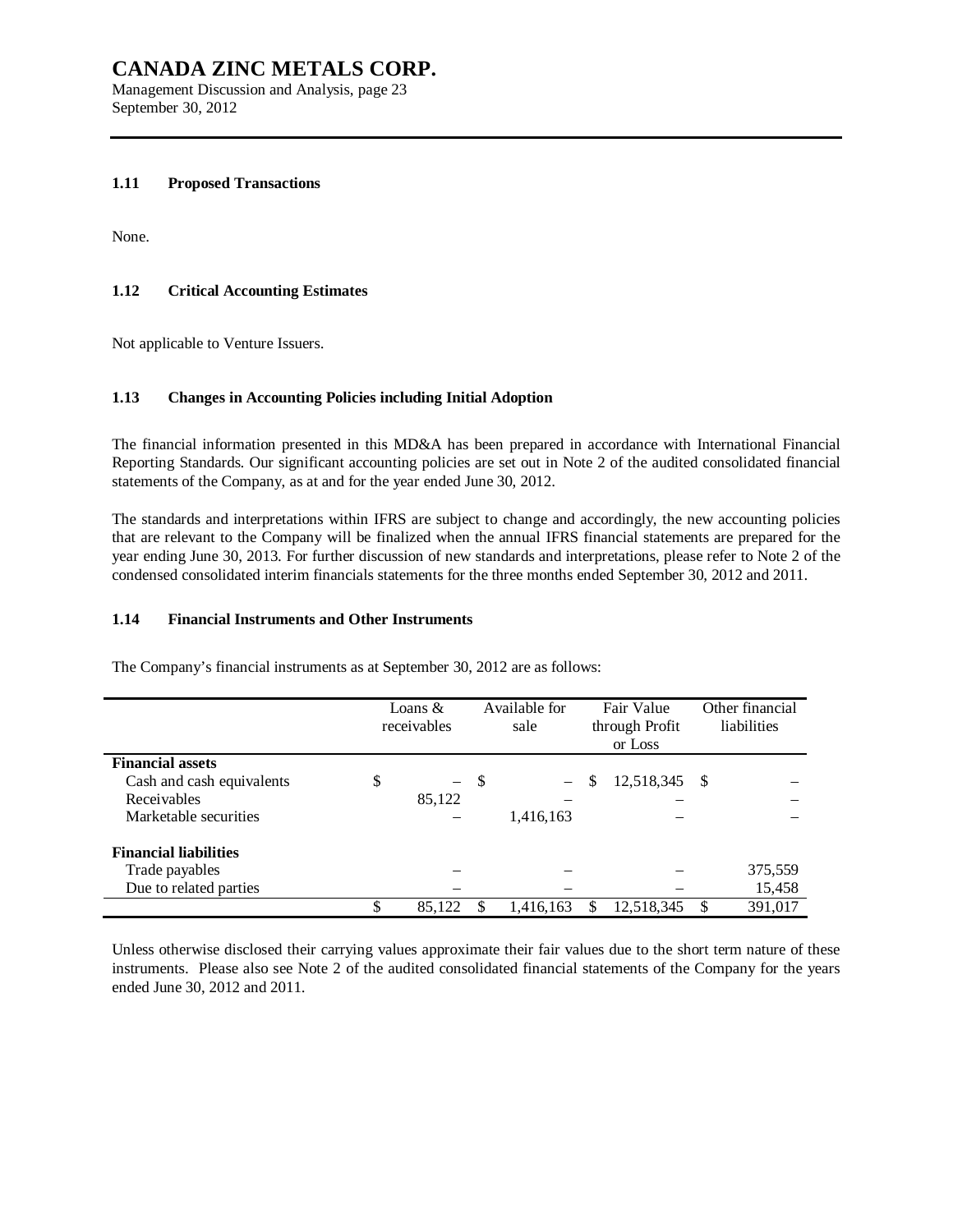### 1.11 Proposed Transactions

None.

### 1.12 Critical Accounting Estimates

Not applicable to Venture Issuers.

### 1.13 Changes in Accounting Policies including Initial Adoption

The financial information presented in this MD&A has been prepared in accordance with International Financial Reporting Standards. Our significant accounting policies are set out in Note 2 of the audited consolidated financial statements of the Company, as at and for the year ended June 30, 2012.

The standards and interpretations within IFRS are subject to change and accordingly, the new accounting policies that are relevant to the Company will be finalized when the annual IFRS financial statements are prepared for the year ending June 30, 2013. For further discussion of new standards and interpretations, please refer to Note 2 of the condensed consolidated interim financials statements for the three months ended September 30, 2012 and 2011.

### 1.14 Financial Instruments and Other Instruments

The Company's financial instruments as at September 30, 2012 are as follows:

| | Loans & receivables | Available for sale | Fair Value through Profit or Loss | Other financial liabilities |
|---|---|---|---|---|
| **Financial assets** | | | | |
| Cash and cash equivalents | $ – | $ – | $ 12,518,345 | $ – |
| Receivables | 85,122 | – | – | – |
| Marketable securities | – | 1,416,163 | – | – |
| **Financial liabilities** | | | | |
| Trade payables | – | – | – | 375,559 |
| Due to related parties | – | – | – | 15,458 |
| | $ 85,122 | $ 1,416,163 | $ 12,518,345 | $ 391,017 |

Unless otherwise disclosed their carrying values approximate their fair values due to the short term nature of these instruments. Please also see Note 2 of the audited consolidated financial statements of the Company for the years ended June 30, 2012 and 2011.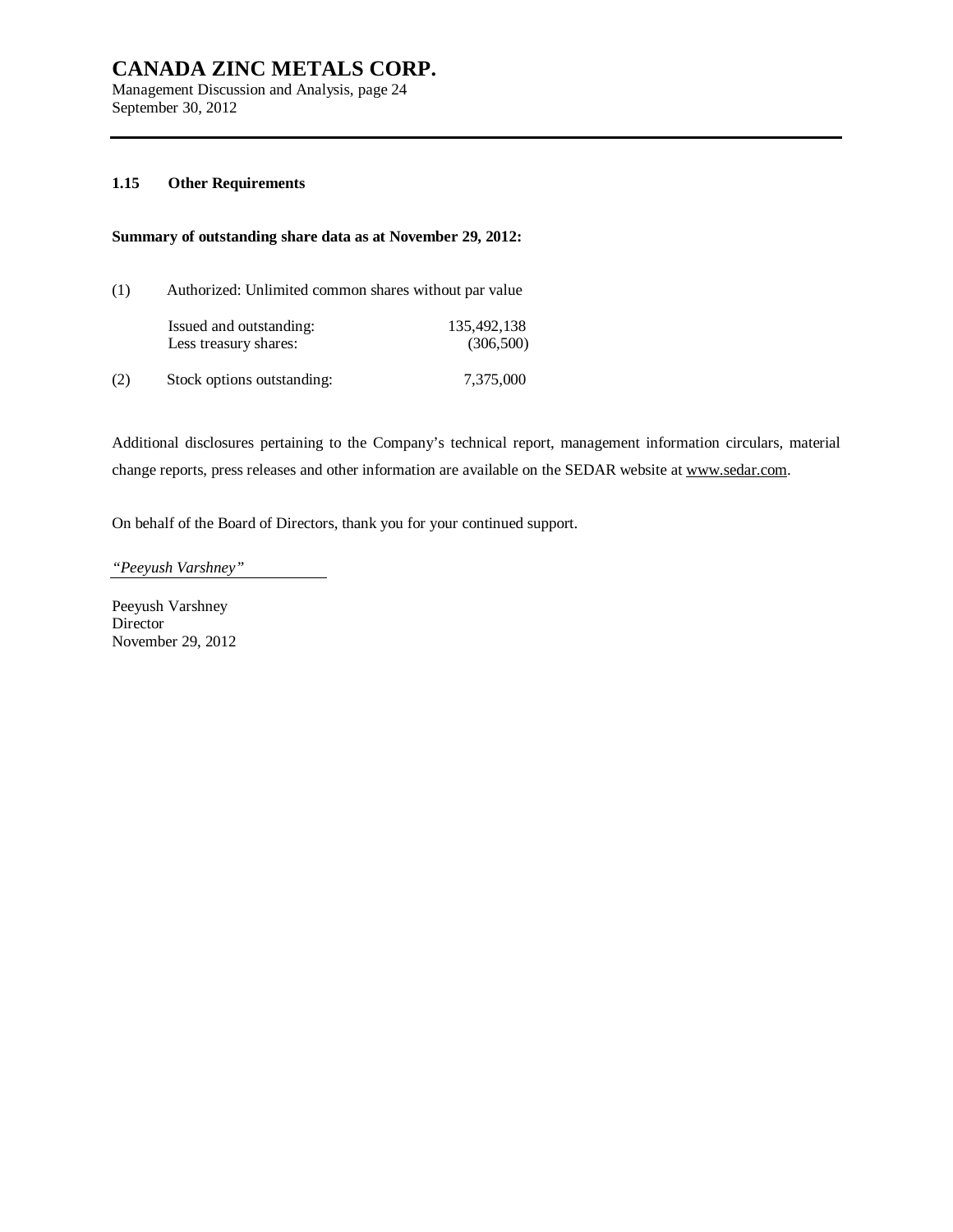### 1.15 Other Requirements

**Summary of outstanding share data as at November 29, 2012:**

(1) Authorized: Unlimited common shares without par value

| | |
|---|---|
| Issued and outstanding: | 135,492,138 |
| Less treasury shares: | (306,500) |

(2) Stock options outstanding: 7,375,000

Additional disclosures pertaining to the Company's technical report, management information circulars, material change reports, press releases and other information are available on the SEDAR website at www.sedar.com.

On behalf of the Board of Directors, thank you for your continued support.

*"Peeyush Varshney"*

Peeyush Varshney
Director
November 29, 2012